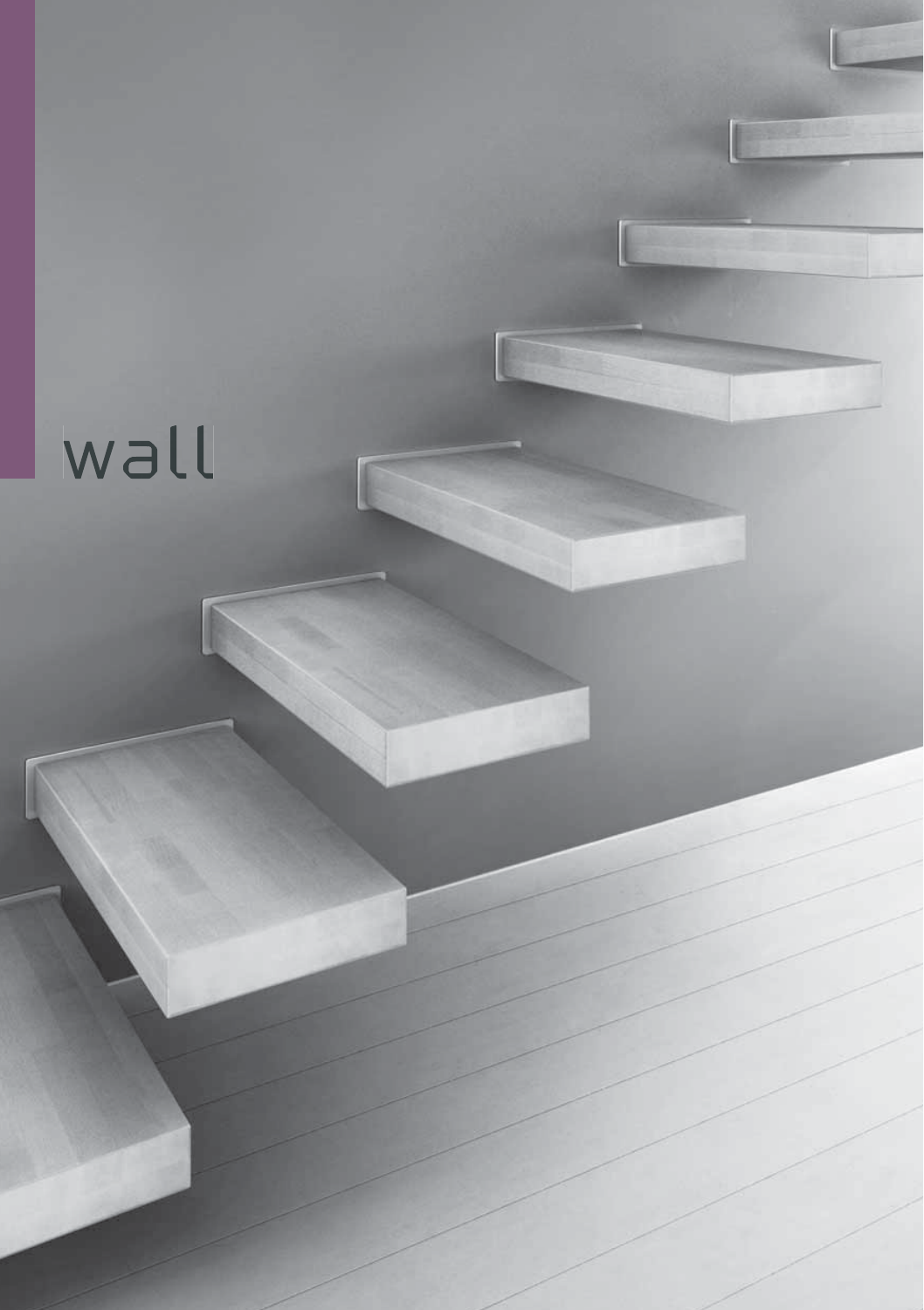# wall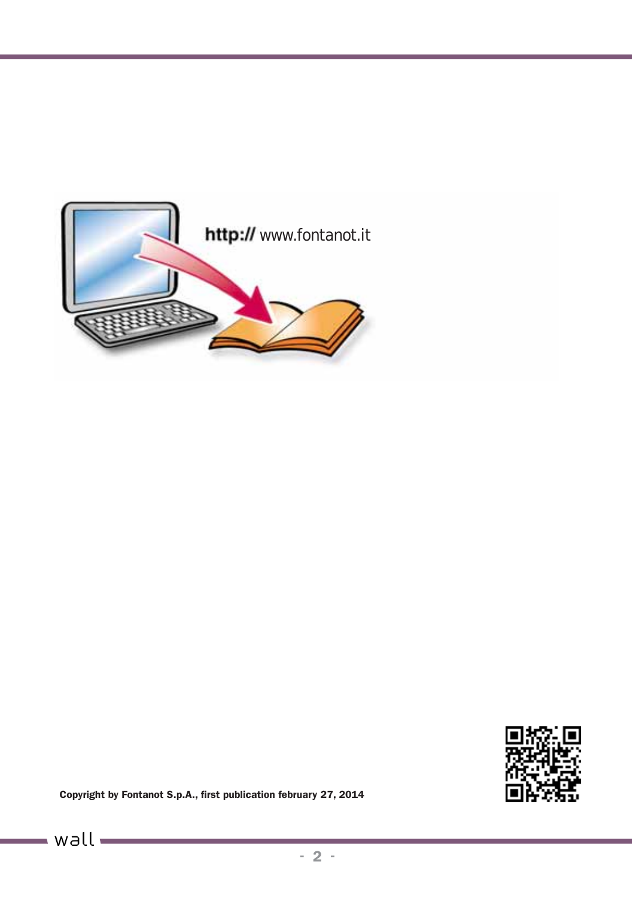http:// www.fontanot.it

Copyright by Fontanot S.p.A., first publication february 27, 2014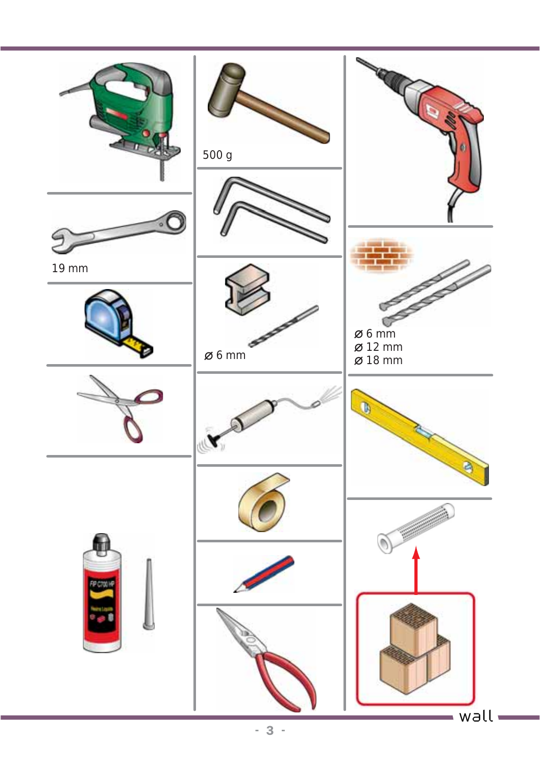500 g

19 mm

⌀ 6 mm

⌀ 6 mm
⌀ 12 mm
⌀ 18 mm

wall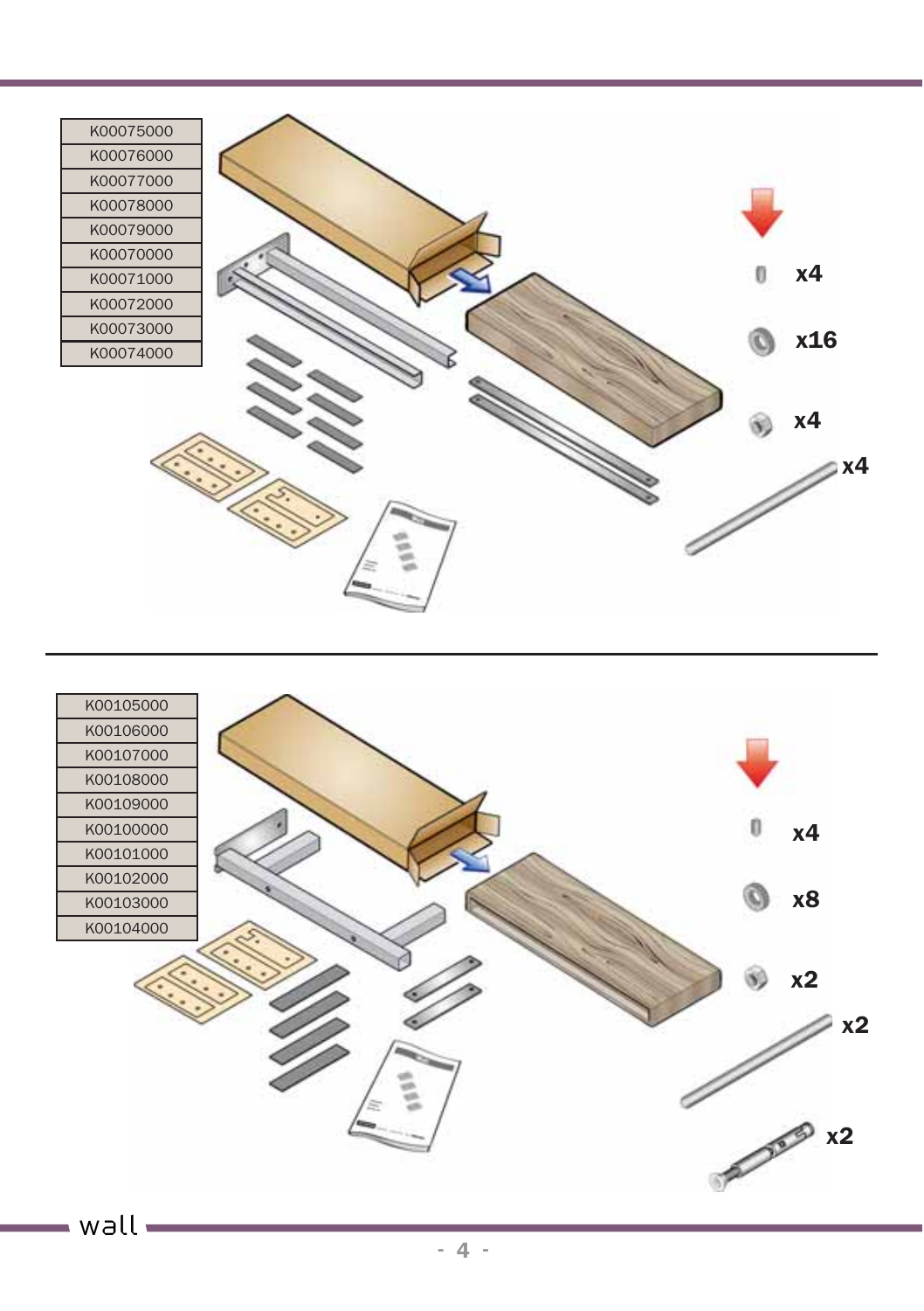| K00075000 |
|---|
| K00076000 |
| K00077000 |
| K00078000 |
| K00079000 |
| K00070000 |
| K00071000 |
| K00072000 |
| K00073000 |
| K00074000 |

x4

x16

x4

x4

---

| K00105000 |
|---|
| K00106000 |
| K00107000 |
| K00108000 |
| K00109000 |
| K00100000 |
| K00101000 |
| K00102000 |
| K00103000 |
| K00104000 |

x4

x8

x2

x2

x2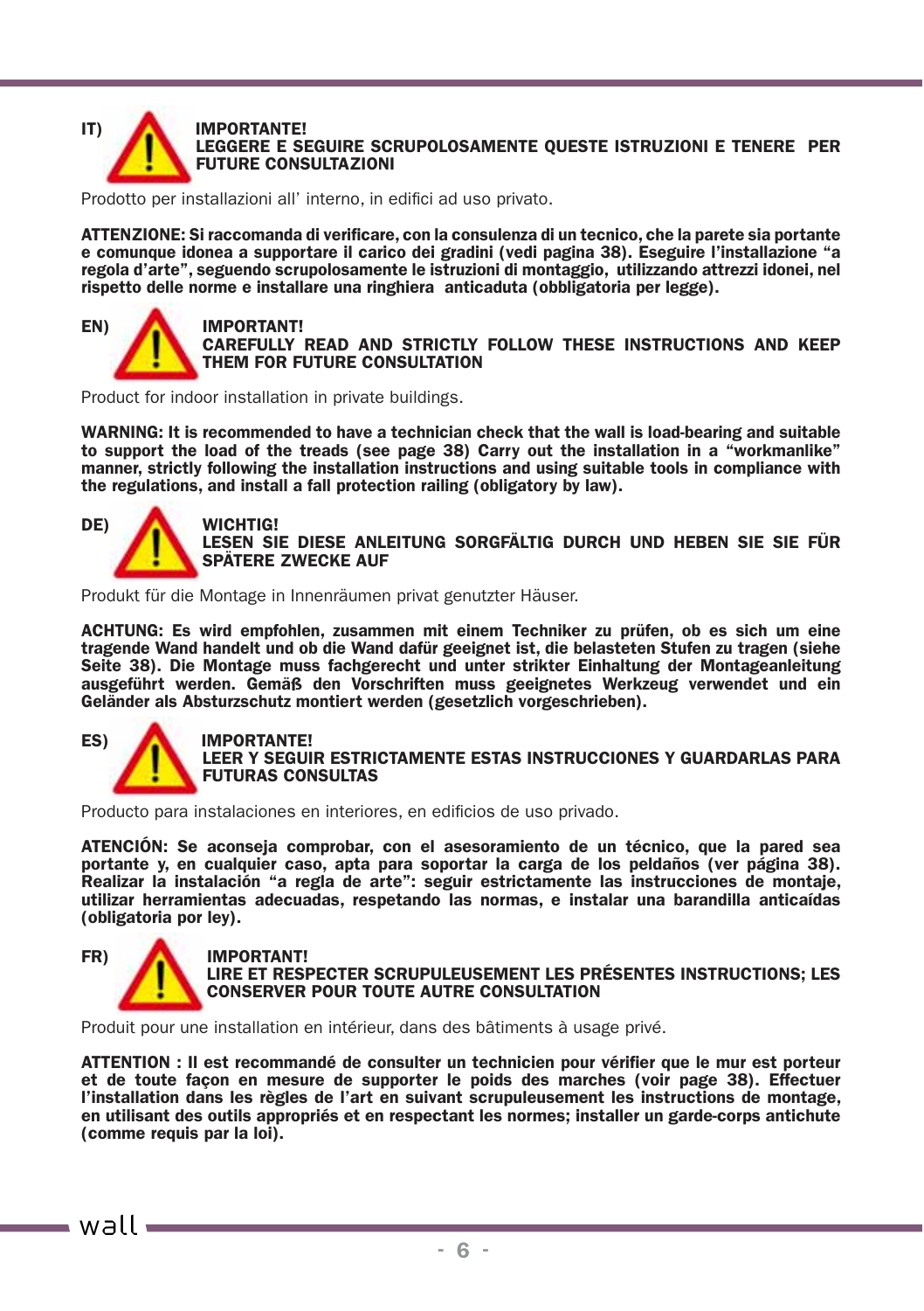IT) **IMPORTANTE!**
**LEGGERE E SEGUIRE SCRUPOLOSAMENTE QUESTE ISTRUZIONI E TENERE PER FUTURE CONSULTAZIONI**

Prodotto per installazioni all' interno, in edifici ad uso privato.

**ATTENZIONE: Si raccomanda di verificare, con la consulenza di un tecnico, che la parete sia portante e comunque idonea a supportare il carico dei gradini (vedi pagina 38). Eseguire l'installazione "a regola d'arte", seguendo scrupolosamente le istruzioni di montaggio, utilizzando attrezzi idonei, nel rispetto delle norme e installare una ringhiera anticaduta (obbligatoria per legge).**

EN) **IMPORTANT!**
**CAREFULLY READ AND STRICTLY FOLLOW THESE INSTRUCTIONS AND KEEP THEM FOR FUTURE CONSULTATION**

Product for indoor installation in private buildings.

**WARNING: It is recommended to have a technician check that the wall is load-bearing and suitable to support the load of the treads (see page 38) Carry out the installation in a "workmanlike" manner, strictly following the installation instructions and using suitable tools in compliance with the regulations, and install a fall protection railing (obligatory by law).**

DE) **WICHTIG!**
**LESEN SIE DIESE ANLEITUNG SORGFÄLTIG DURCH UND HEBEN SIE SIE FÜR SPÄTERE ZWECKE AUF**

Produkt für die Montage in Innenräumen privat genutzter Häuser.

**ACHTUNG: Es wird empfohlen, zusammen mit einem Techniker zu prüfen, ob es sich um eine tragende Wand handelt und ob die Wand dafür geeignet ist, die belasteten Stufen zu tragen (siehe Seite 38). Die Montage muss fachgerecht und unter strikter Einhaltung der Montageanleitung ausgeführt werden. Gemäß den Vorschriften muss geeignetes Werkzeug verwendet und ein Geländer als Absturzschutz montiert werden (gesetzlich vorgeschrieben).**

ES) **IMPORTANTE!**
**LEER Y SEGUIR ESTRICTAMENTE ESTAS INSTRUCCIONES Y GUARDARLAS PARA FUTURAS CONSULTAS**

Producto para instalaciones en interiores, en edificios de uso privado.

**ATENCIÓN: Se aconseja comprobar, con el asesoramiento de un técnico, que la pared sea portante y, en cualquier caso, apta para soportar la carga de los peldaños (ver página 38). Realizar la instalación "a regla de arte": seguir estrictamente las instrucciones de montaje, utilizar herramientas adecuadas, respetando las normas, e instalar una barandilla anticaídas (obligatoria por ley).**

FR) **IMPORTANT!**
**LIRE ET RESPECTER SCRUPULEUSEMENT LES PRÉSENTES INSTRUCTIONS; LES CONSERVER POUR TOUTE AUTRE CONSULTATION**

Produit pour une installation en intérieur, dans des bâtiments à usage privé.

**ATTENTION : Il est recommandé de consulter un technicien pour vérifier que le mur est porteur et de toute façon en mesure de supporter le poids des marches (voir page 38). Effectuer l'installation dans les règles de l'art en suivant scrupuleusement les instructions de montage, en utilisant des outils appropriés et en respectant les normes; installer un garde-corps antichute (comme requis par la loi).**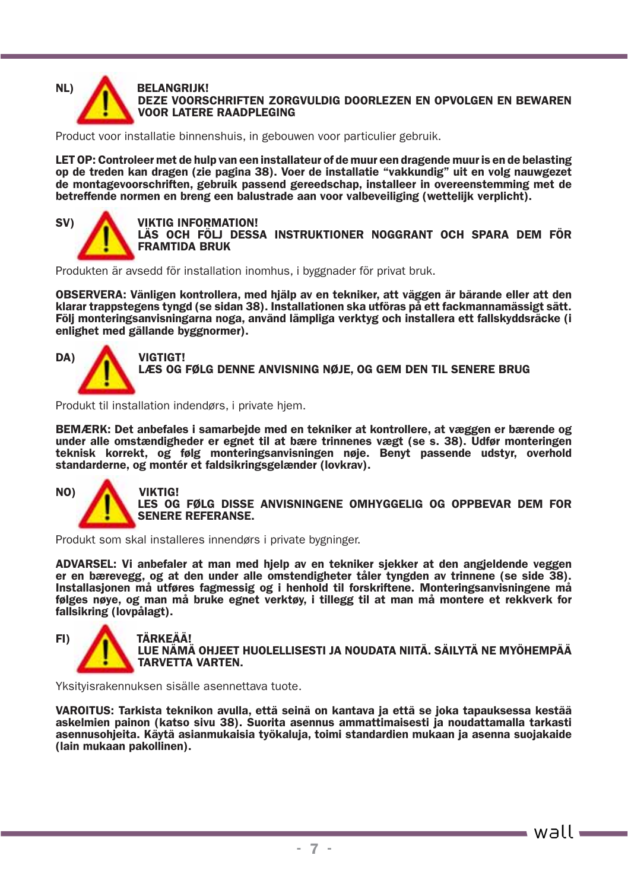NL) **BELANGRIJK!**
**DEZE VOORSCHRIFTEN ZORGVULDIG DOORLEZEN EN OPVOLGEN EN BEWAREN VOOR LATERE RAADPLEGING**

Product voor installatie binnenshuis, in gebouwen voor particulier gebruik.

**LET OP: Controleer met de hulp van een installateur of de muur een dragende muur is en de belasting op de treden kan dragen (zie pagina 38). Voer de installatie "vakkundig" uit en volg nauwgezet de montagevoorschriften, gebruik passend gereedschap, installeer in overeenstemming met de betreffende normen en breng een balustrade aan voor valbeveiliging (wettelijk verplicht).**

SV) **VIKTIG INFORMATION!**
**LÄS OCH FÖLJ DESSA INSTRUKTIONER NOGGRANT OCH SPARA DEM FÖR FRAMTIDA BRUK**

Produkten är avsedd för installation inomhus, i byggnader för privat bruk.

**OBSERVERA: Vänligen kontrollera, med hjälp av en tekniker, att väggen är bärande eller att den klarar trappstegens tyngd (se sidan 38). Installationen ska utföras på ett fackmannamässigt sätt. Följ monteringsanvisningarna noga, använd lämpliga verktyg och installera ett fallskyddsräcke (i enlighet med gällande byggnormer).**

DA) **VIGTIGT!**
**LÆS OG FØLG DENNE ANVISNING NØJE, OG GEM DEN TIL SENERE BRUG**

Produkt til installation indendørs, i private hjem.

**BEMÆRK: Det anbefales i samarbejde med en tekniker at kontrollere, at væggen er bærende og under alle omstændigheder er egnet til at bære trinnenes vægt (se s. 38). Udfør monteringen teknisk korrekt, og følg monteringsanvisningen nøje. Benyt passende udstyr, overhold standarderne, og montér et faldsikringsgelænder (lovkrav).**

NO) **VIKTIG!**
**LES OG FØLG DISSE ANVISNINGENE OMHYGGELIG OG OPPBEVAR DEM FOR SENERE REFERANSE.**

Produkt som skal installeres innendørs i private bygninger.

**ADVARSEL: Vi anbefaler at man med hjelp av en tekniker sjekker at den angjeldende veggen er en bærevegg, og at den under alle omstendigheter tåler tyngden av trinnene (se side 38). Installasjonen må utføres fagmessig og i henhold til forskriftene. Monteringsanvisningene må følges nøye, og man må bruke egnet verktøy, i tillegg til at man må montere et rekkverk for fallsikring (lovpålagt).**

FI) **TÄRKEÄÄ!**
**LUE NÄMÄ OHJEET HUOLELLISESTI JA NOUDATA NIITÄ. SÄILYTÄ NE MYÖHEMPÄÄ TARVETTA VARTEN.**

Yksityisrakennuksen sisälle asennettava tuote.

**VAROITUS: Tarkista teknikon avulla, että seinä on kantava ja että se joka tapauksessa kestää askelmien painon (katso sivu 38). Suorita asennus ammattimaisesti ja noudattamalla tarkasti asennusohjeita. Käytä asianmukaisia työkaluja, toimi standardien mukaan ja asenna suojakaide (lain mukaan pakollinen).**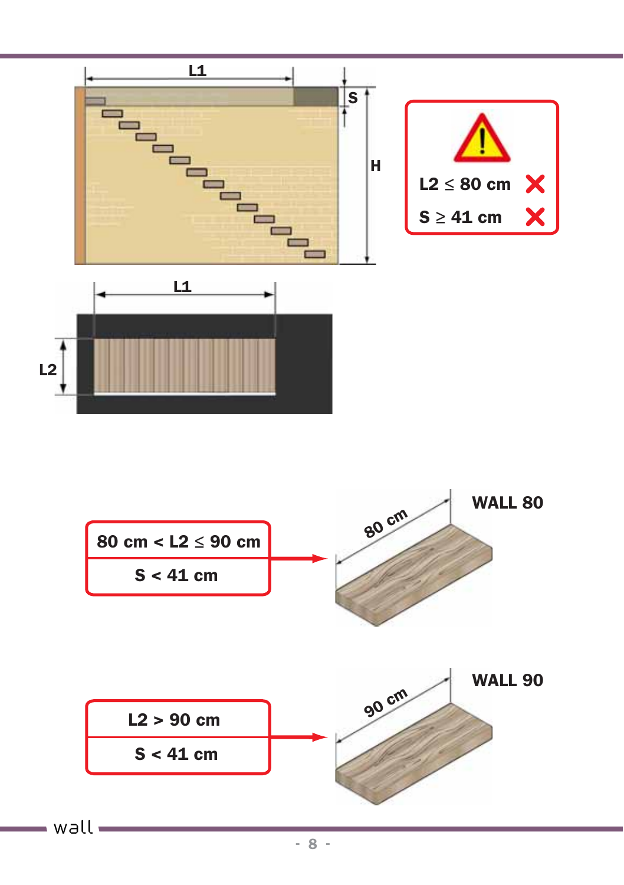L1

S

H

L1

L2

L2 ≤ 80 cm ✗

S ≥ 41 cm ✗

80 cm < L2 ≤ 90 cm

S < 41 cm

80 cm

WALL 80

L2 > 90 cm

S < 41 cm

90 cm

WALL 90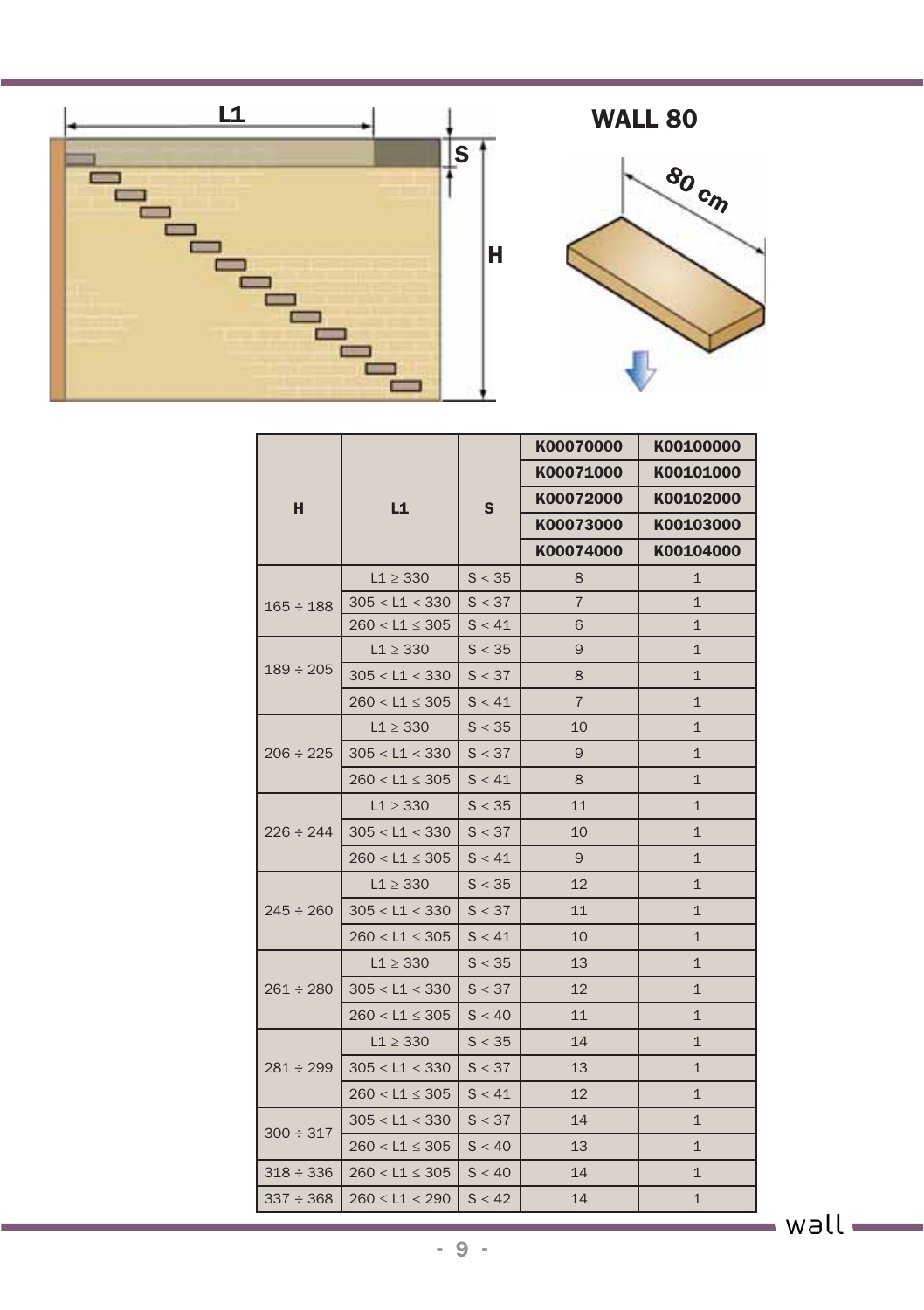## WALL 80

80 cm

| H | L1 | S | K00070000<br>K00071000<br>K00072000<br>K00073000<br>K00074000 | K00100000<br>K00101000<br>K00102000<br>K00103000<br>K00104000 |
|---|---|---|---|---|
| 165 ÷ 188 | L1 ≥ 330 | S < 35 | 8 | 1 |
| | 305 < L1 < 330 | S < 37 | 7 | 1 |
| | 260 < L1 ≤ 305 | S < 41 | 6 | 1 |
| 189 ÷ 205 | L1 ≥ 330 | S < 35 | 9 | 1 |
| | 305 < L1 < 330 | S < 37 | 8 | 1 |
| | 260 < L1 ≤ 305 | S < 41 | 7 | 1 |
| 206 ÷ 225 | L1 ≥ 330 | S < 35 | 10 | 1 |
| | 305 < L1 < 330 | S < 37 | 9 | 1 |
| | 260 < L1 ≤ 305 | S < 41 | 8 | 1 |
| 226 ÷ 244 | L1 ≥ 330 | S < 35 | 11 | 1 |
| | 305 < L1 < 330 | S < 37 | 10 | 1 |
| | 260 < L1 ≤ 305 | S < 41 | 9 | 1 |
| 245 ÷ 260 | L1 ≥ 330 | S < 35 | 12 | 1 |
| | 305 < L1 < 330 | S < 37 | 11 | 1 |
| | 260 < L1 ≤ 305 | S < 41 | 10 | 1 |
| 261 ÷ 280 | L1 ≥ 330 | S < 35 | 13 | 1 |
| | 305 < L1 < 330 | S < 37 | 12 | 1 |
| | 260 < L1 ≤ 305 | S < 40 | 11 | 1 |
| 281 ÷ 299 | L1 ≥ 330 | S < 35 | 14 | 1 |
| | 305 < L1 < 330 | S < 37 | 13 | 1 |
| | 260 < L1 ≤ 305 | S < 41 | 12 | 1 |
| 300 ÷ 317 | 305 < L1 < 330 | S < 37 | 14 | 1 |
| | 260 < L1 ≤ 305 | S < 40 | 13 | 1 |
| 318 ÷ 336 | 260 < L1 ≤ 305 | S < 40 | 14 | 1 |
| 337 ÷ 368 | 260 ≤ L1 < 290 | S < 42 | 14 | 1 |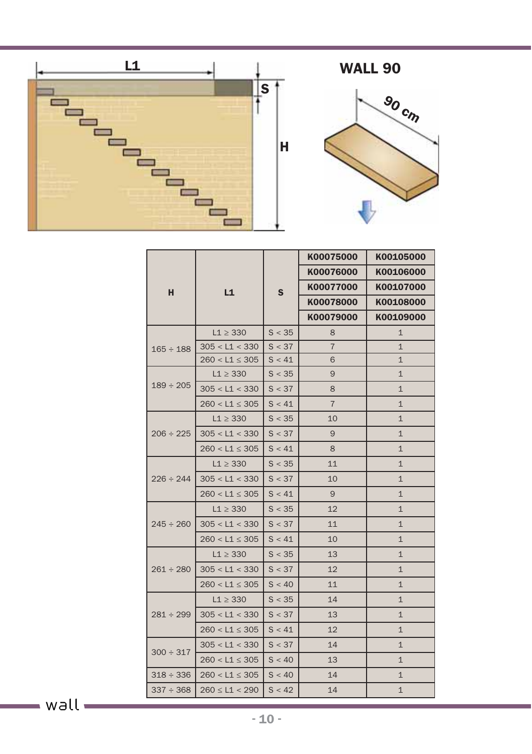## WALL 90

L1

S

H

90 cm

| H | L1 | S | K00075000 | K00105000 |
|---|---|---|---|---|
| | | | K00076000 | K00106000 |
| | | | K00077000 | K00107000 |
| | | | K00078000 | K00108000 |
| | | | K00079000 | K00109000 |
| 165 ÷ 188 | L1 ≥ 330 | S < 35 | 8 | 1 |
| | 305 < L1 < 330 | S < 37 | 7 | 1 |
| | 260 < L1 ≤ 305 | S < 41 | 6 | 1 |
| 189 ÷ 205 | L1 ≥ 330 | S < 35 | 9 | 1 |
| | 305 < L1 < 330 | S < 37 | 8 | 1 |
| | 260 < L1 ≤ 305 | S < 41 | 7 | 1 |
| 206 ÷ 225 | L1 ≥ 330 | S < 35 | 10 | 1 |
| | 305 < L1 < 330 | S < 37 | 9 | 1 |
| | 260 < L1 ≤ 305 | S < 41 | 8 | 1 |
| 226 ÷ 244 | L1 ≥ 330 | S < 35 | 11 | 1 |
| | 305 < L1 < 330 | S < 37 | 10 | 1 |
| | 260 < L1 ≤ 305 | S < 41 | 9 | 1 |
| 245 ÷ 260 | L1 ≥ 330 | S < 35 | 12 | 1 |
| | 305 < L1 < 330 | S < 37 | 11 | 1 |
| | 260 < L1 ≤ 305 | S < 41 | 10 | 1 |
| 261 ÷ 280 | L1 ≥ 330 | S < 35 | 13 | 1 |
| | 305 < L1 < 330 | S < 37 | 12 | 1 |
| | 260 < L1 ≤ 305 | S < 40 | 11 | 1 |
| 281 ÷ 299 | L1 ≥ 330 | S < 35 | 14 | 1 |
| | 305 < L1 < 330 | S < 37 | 13 | 1 |
| | 260 < L1 ≤ 305 | S < 41 | 12 | 1 |
| 300 ÷ 317 | 305 < L1 < 330 | S < 37 | 14 | 1 |
| | 260 < L1 ≤ 305 | S < 40 | 13 | 1 |
| 318 ÷ 336 | 260 < L1 ≤ 305 | S < 40 | 14 | 1 |
| 337 ÷ 368 | 260 ≤ L1 < 290 | S < 42 | 14 | 1 |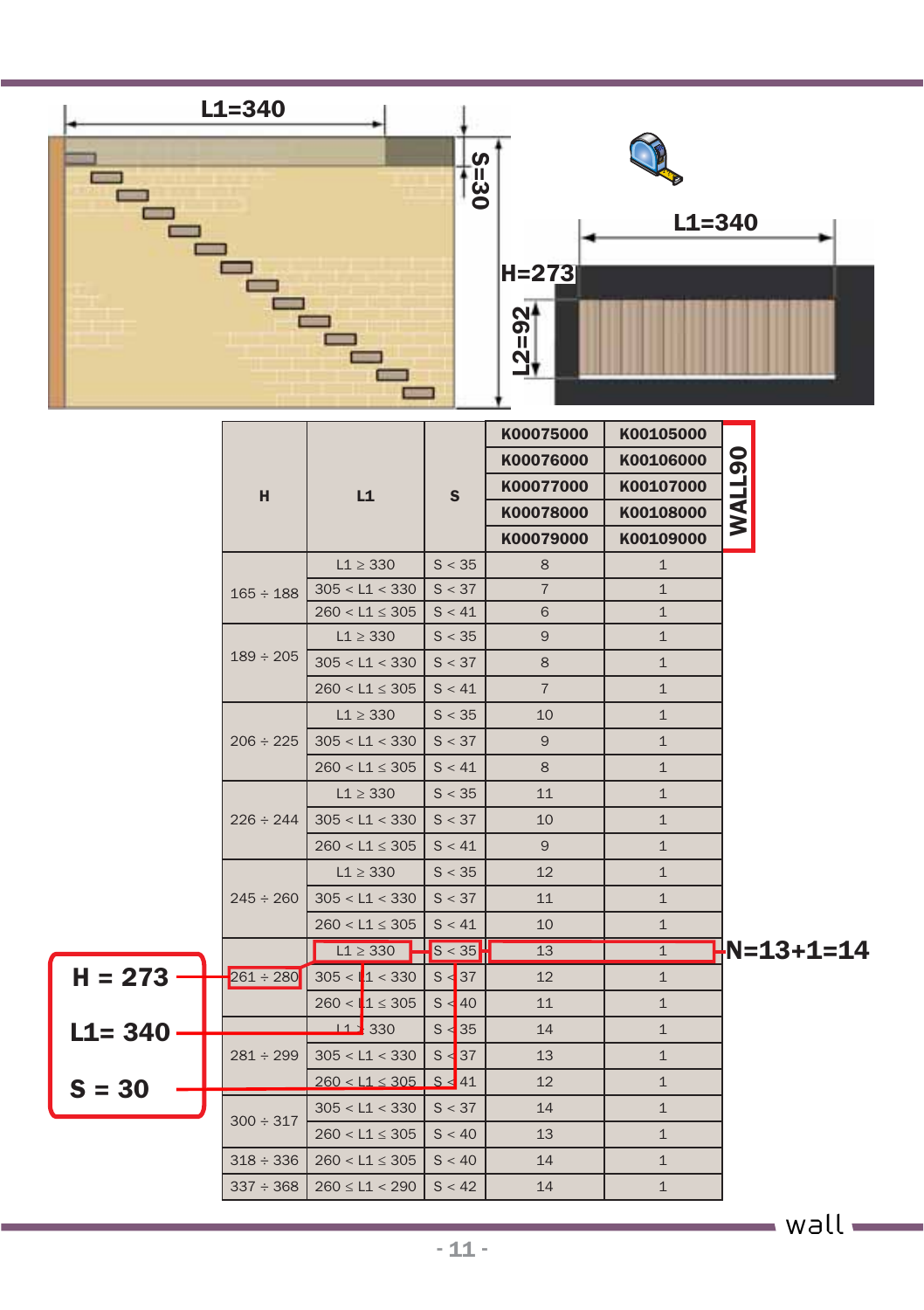L1=340

S=30

H=273

L2=92

L1=340

| H | L1 | S | K00075000<br>K00076000<br>K00077000<br>K00078000<br>K00079000 | K00105000<br>K00106000<br>K00107000<br>K00108000<br>K00109000 |
|---|---|---|---|---|
| | | | | WALL90 |
| 165 ÷ 188 | L1 ≥ 330 | S < 35 | 8 | 1 |
| | 305 < L1 < 330 | S < 37 | 7 | 1 |
| | 260 < L1 ≤ 305 | S < 41 | 6 | 1 |
| 189 ÷ 205 | L1 ≥ 330 | S < 35 | 9 | 1 |
| | 305 < L1 < 330 | S < 37 | 8 | 1 |
| | 260 < L1 ≤ 305 | S < 41 | 7 | 1 |
| 206 ÷ 225 | L1 ≥ 330 | S < 35 | 10 | 1 |
| | 305 < L1 < 330 | S < 37 | 9 | 1 |
| | 260 < L1 ≤ 305 | S < 41 | 8 | 1 |
| 226 ÷ 244 | L1 ≥ 330 | S < 35 | 11 | 1 |
| | 305 < L1 < 330 | S < 37 | 10 | 1 |
| | 260 < L1 ≤ 305 | S < 41 | 9 | 1 |
| 245 ÷ 260 | L1 ≥ 330 | S < 35 | 12 | 1 |
| | 305 < L1 < 330 | S < 37 | 11 | 1 |
| | 260 < L1 ≤ 305 | S < 41 | 10 | 1 |
| 261 ÷ 280 | L1 ≥ 330 | S < 35 | 13 | 1 |
| | 305 < L1 < 330 | S < 37 | 12 | 1 |
| | 260 < L1 ≤ 305 | S < 40 | 11 | 1 |
| 281 ÷ 299 | L1 ≥ 330 | S < 35 | 14 | 1 |
| | 305 < L1 < 330 | S < 37 | 13 | 1 |
| | 260 < L1 ≤ 305 | S < 41 | 12 | 1 |
| 300 ÷ 317 | 305 < L1 < 330 | S < 37 | 14 | 1 |
| | 260 < L1 ≤ 305 | S < 40 | 13 | 1 |
| 318 ÷ 336 | 260 < L1 ≤ 305 | S < 40 | 14 | 1 |
| 337 ÷ 368 | 260 ≤ L1 < 290 | S < 42 | 14 | 1 |

**H = 273**

**L1= 340**

**S = 30**

**N=13+1=14**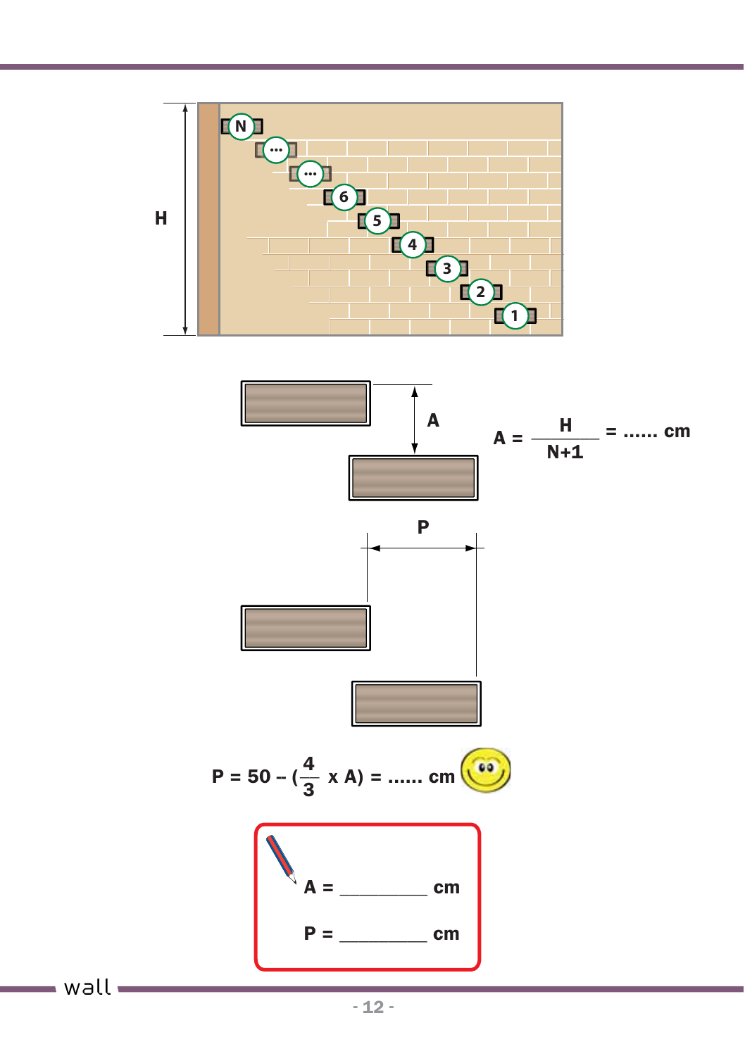H

N

...

...

6

5

4

3

2

1

A

$$A = \frac{H}{N+1} = \text{......} \text{ cm}$$

P

$$P = 50 - \left(\frac{4}{3} \times A\right) = \text{......} \text{ cm}$$

A = __________ cm

P = __________ cm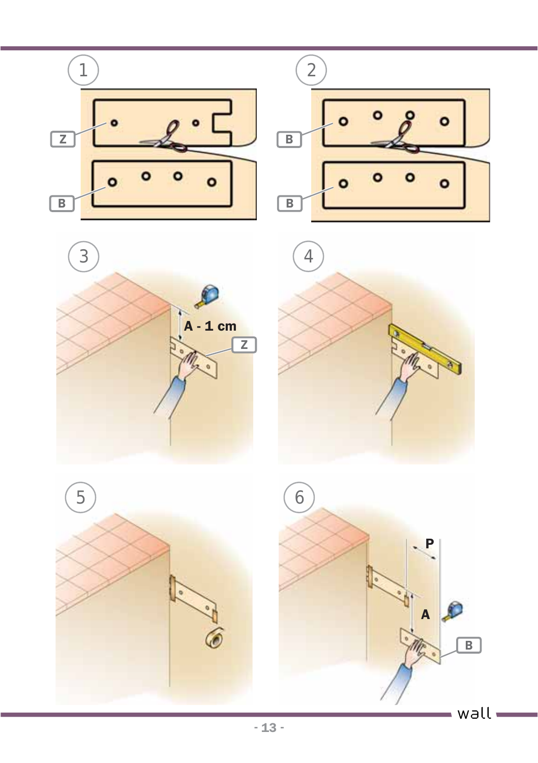1

Z

B

2

B

B

3

A - 1 cm

Z

4

5

6

P

A

B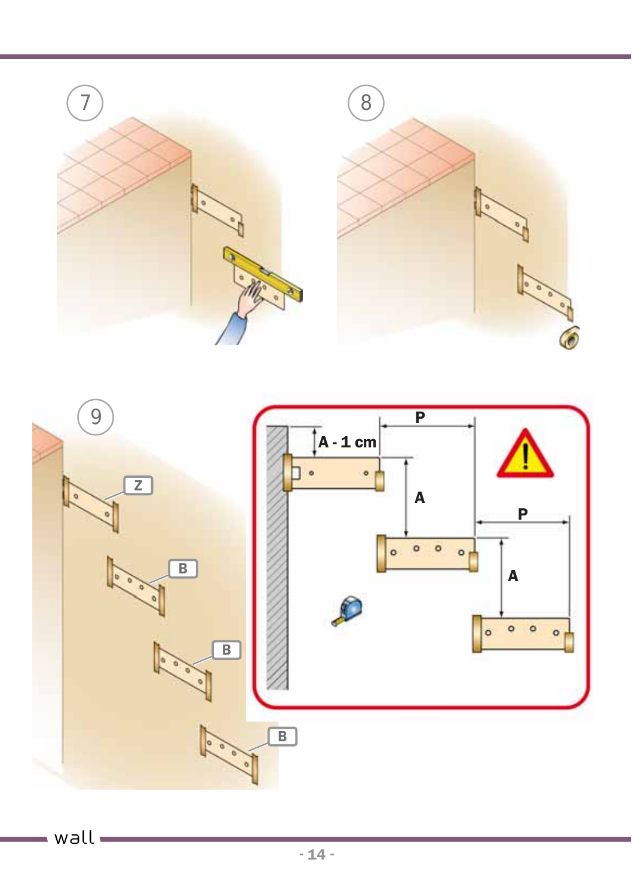7

8

9

Z

B

B

B

P

A - 1 cm

A

P

A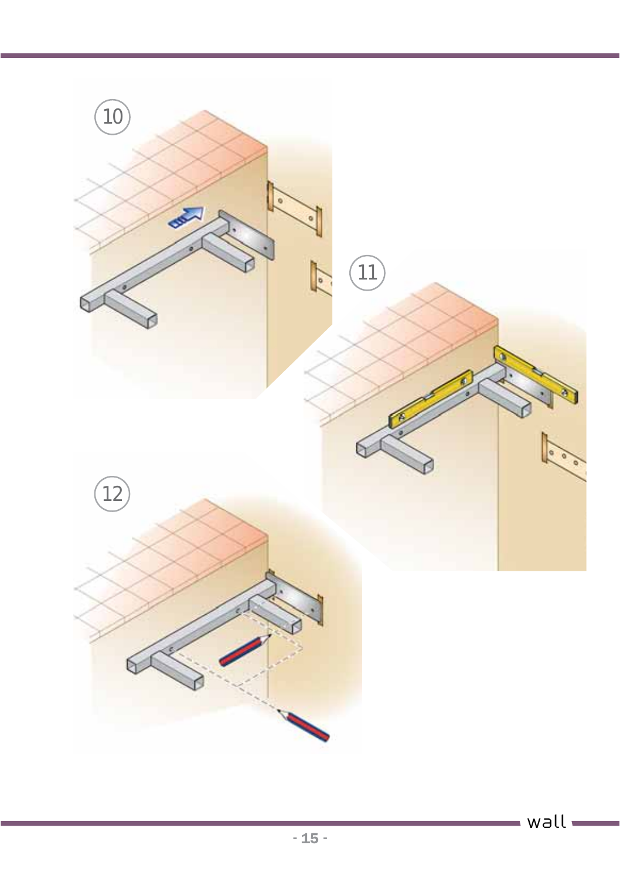10

11

12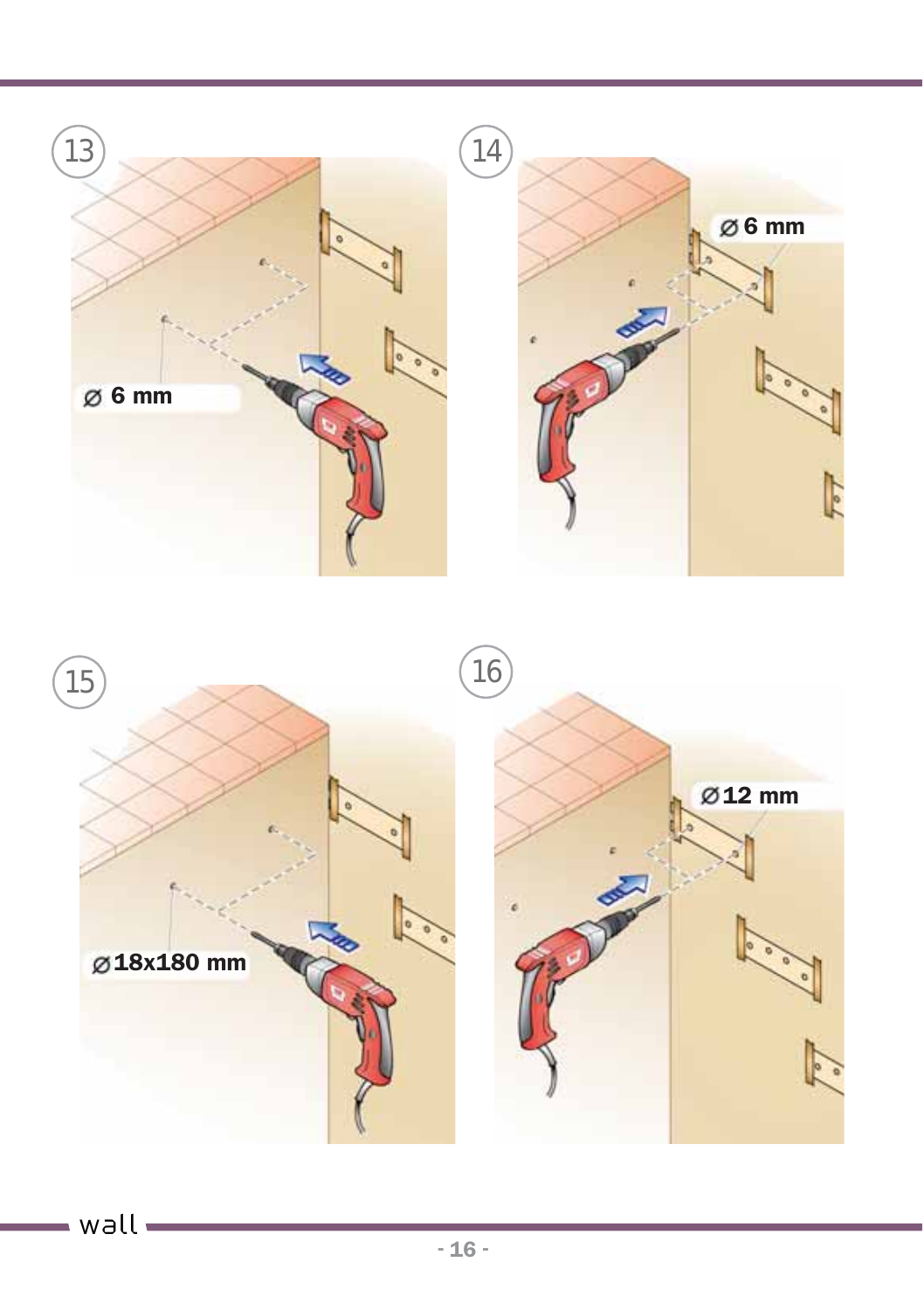13

Ø 6 mm

14

Ø 6 mm

15

Ø 18x180 mm

16

Ø 12 mm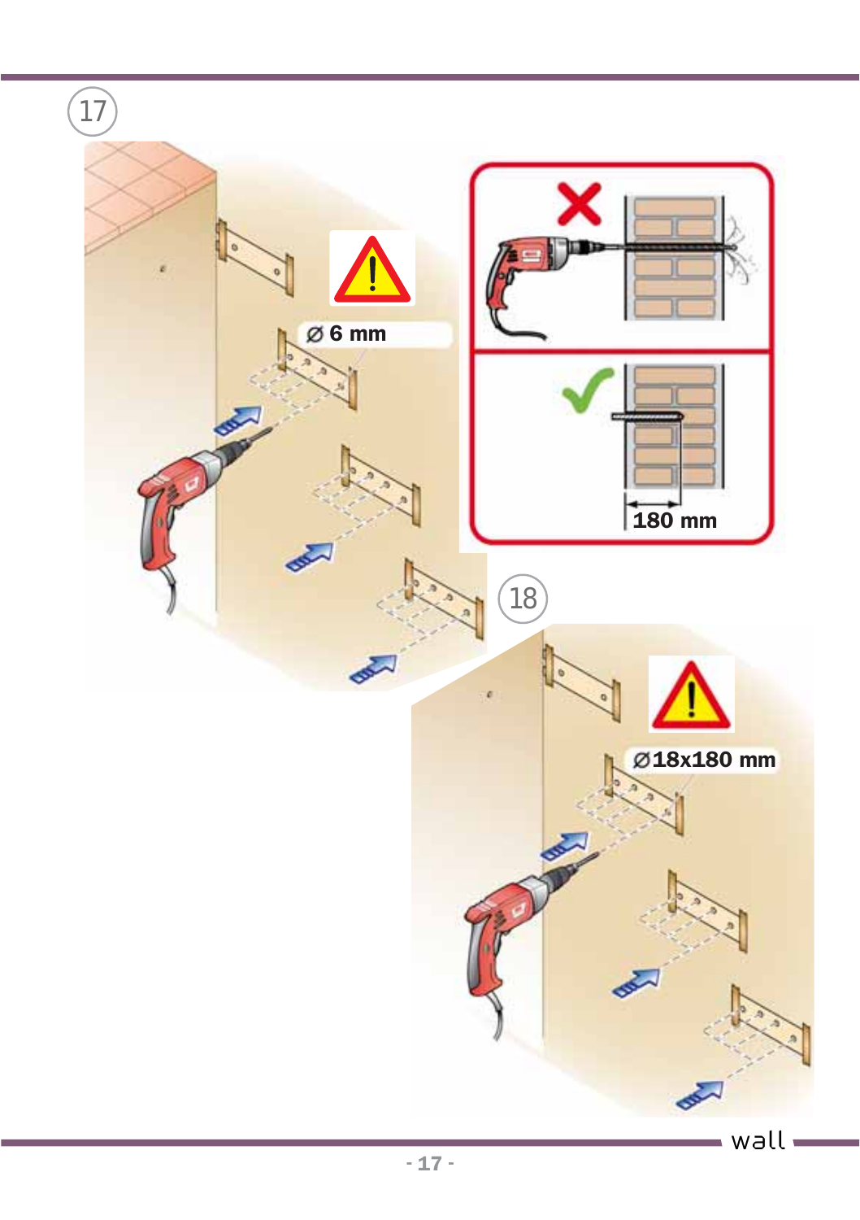17

⌀ 6 mm

180 mm

18

⌀18x180 mm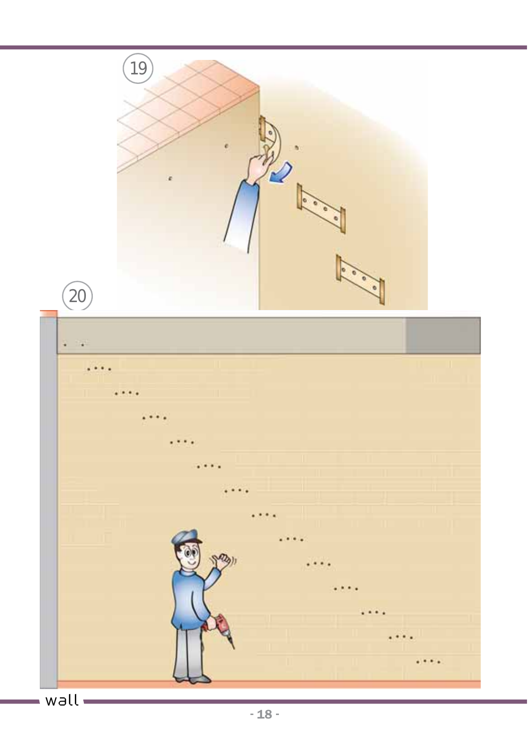19

20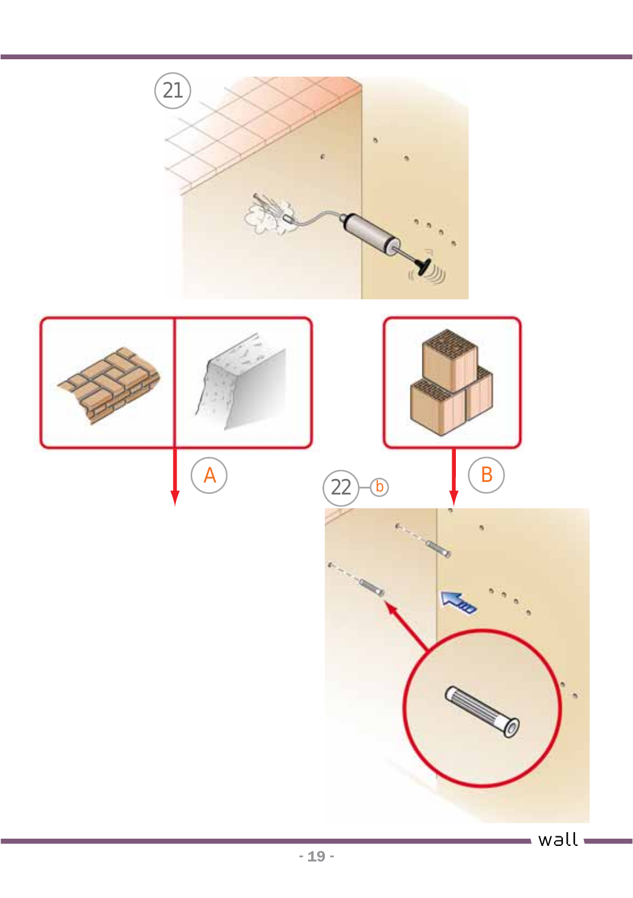21

A

B

22 b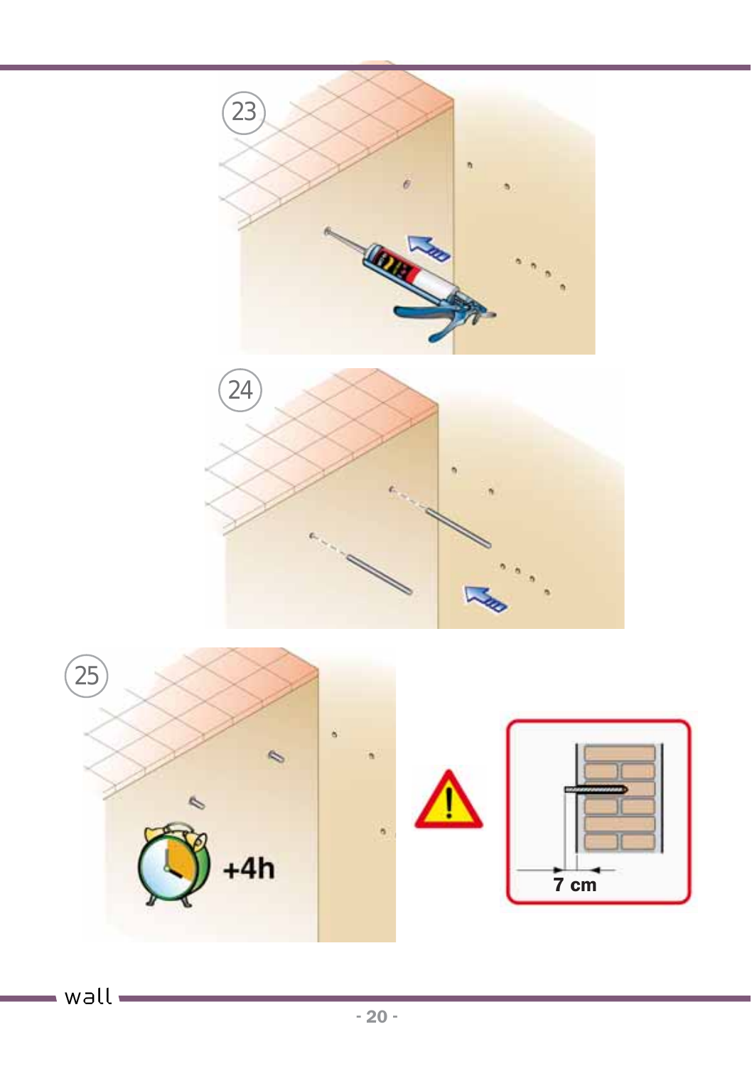23

24

25

+4h

7 cm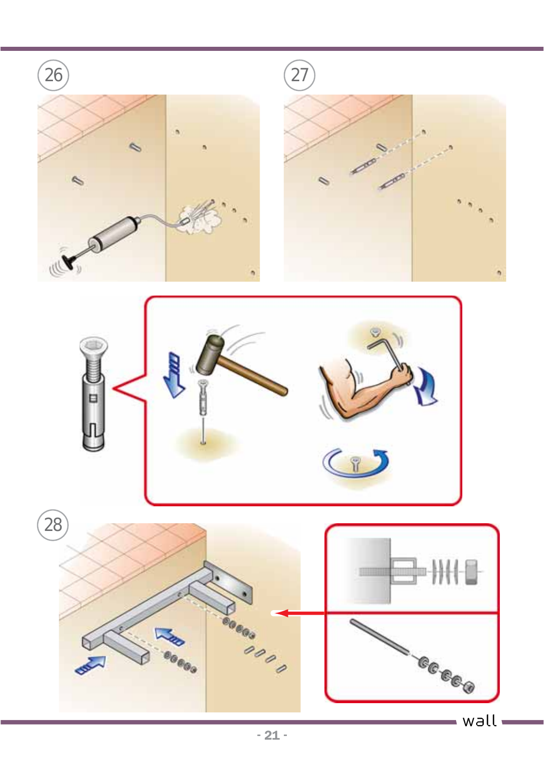26

27

28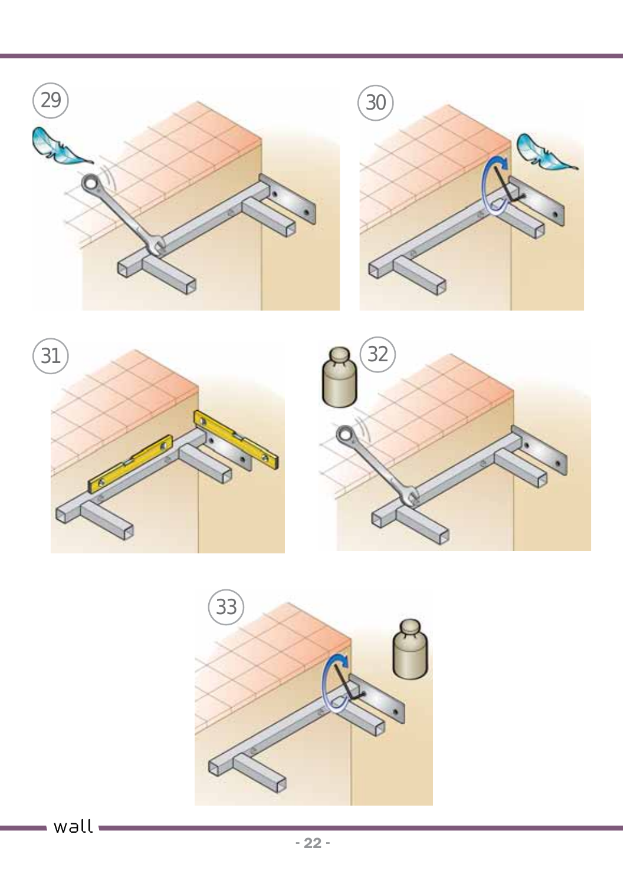29

30

31

32

33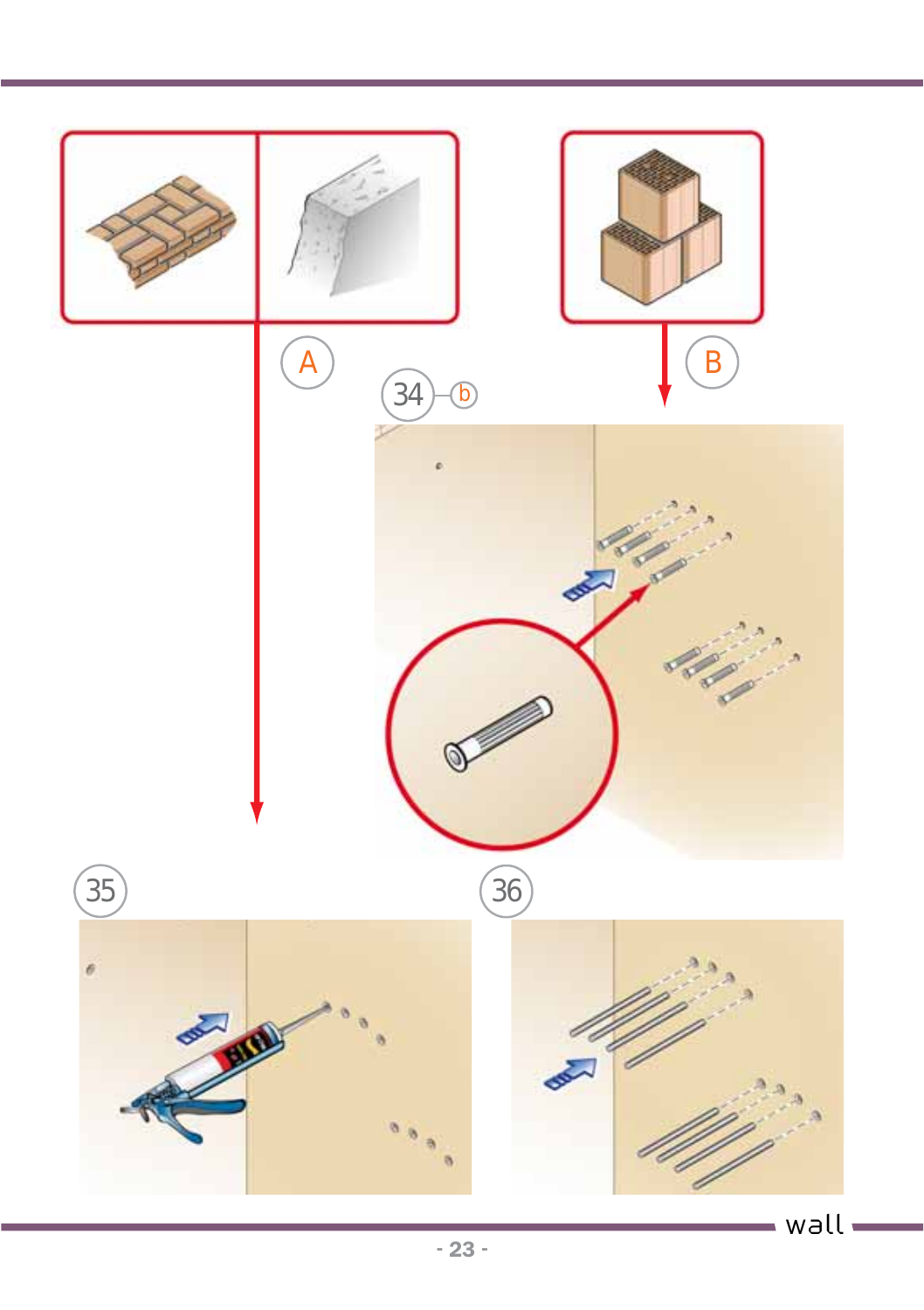A

B

34 b

35

36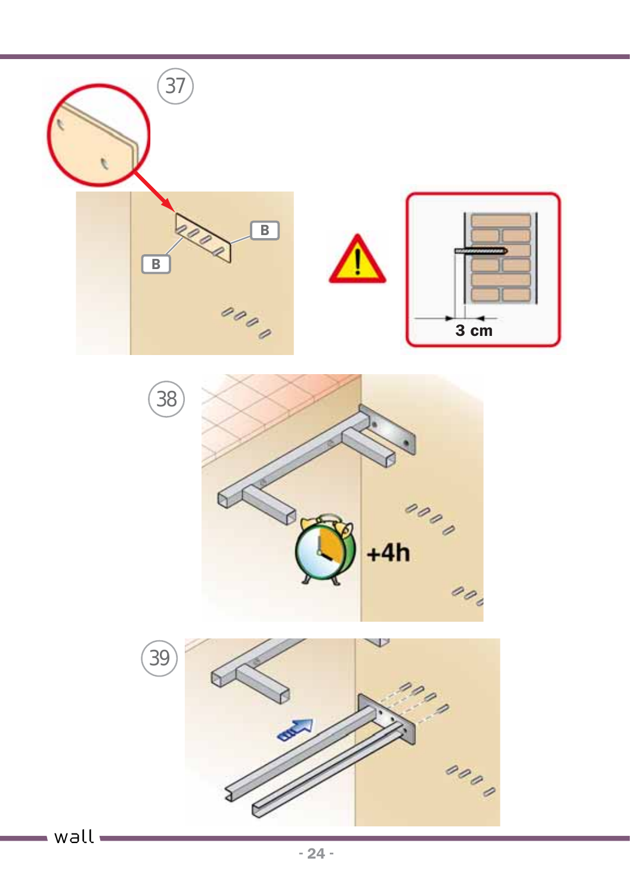37

B

B

3 cm

38

+4h

39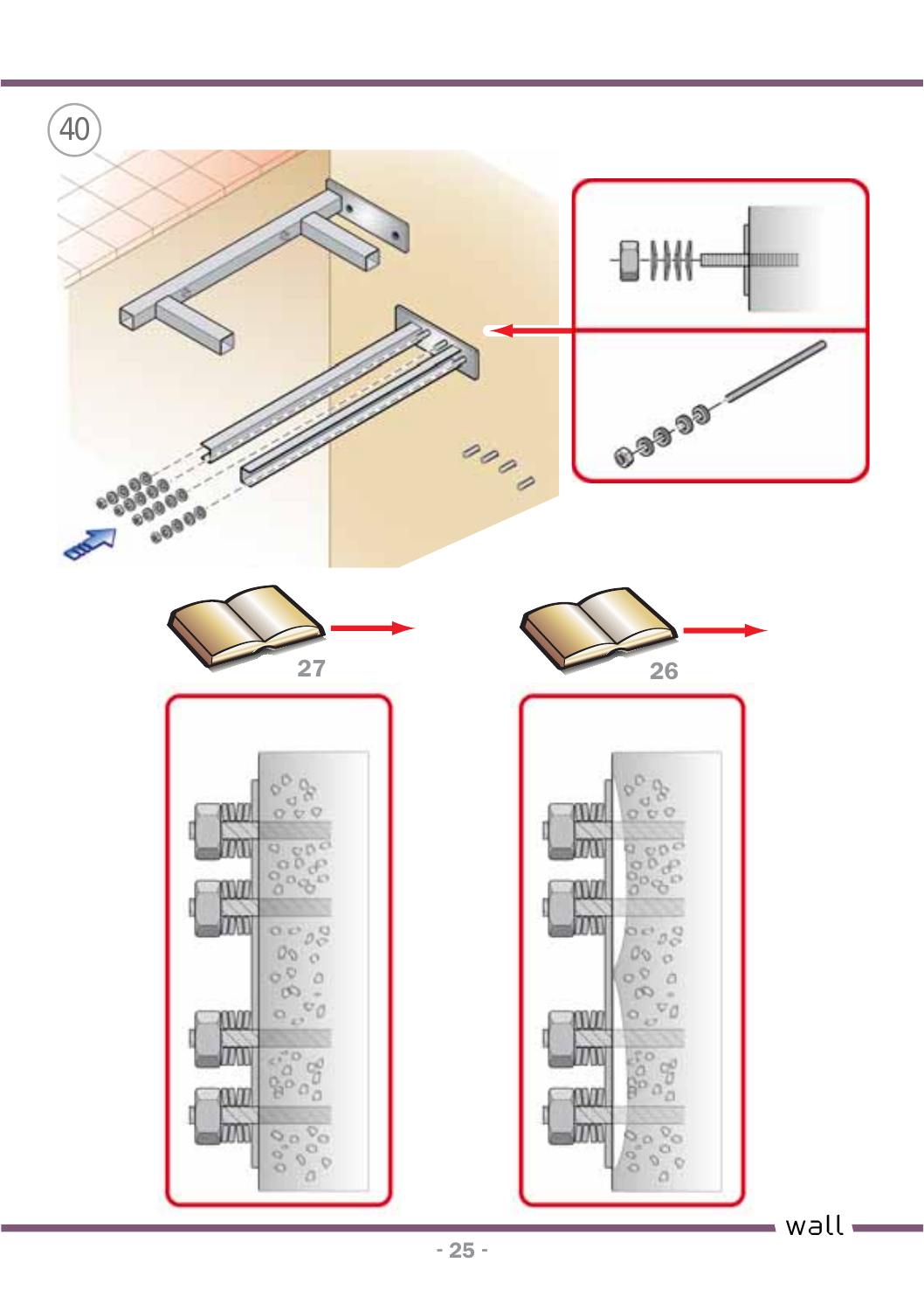40

27

26

wall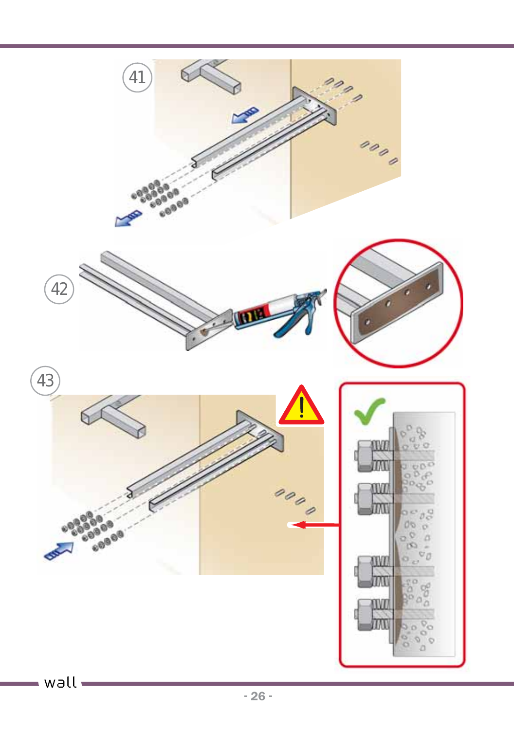41

42

43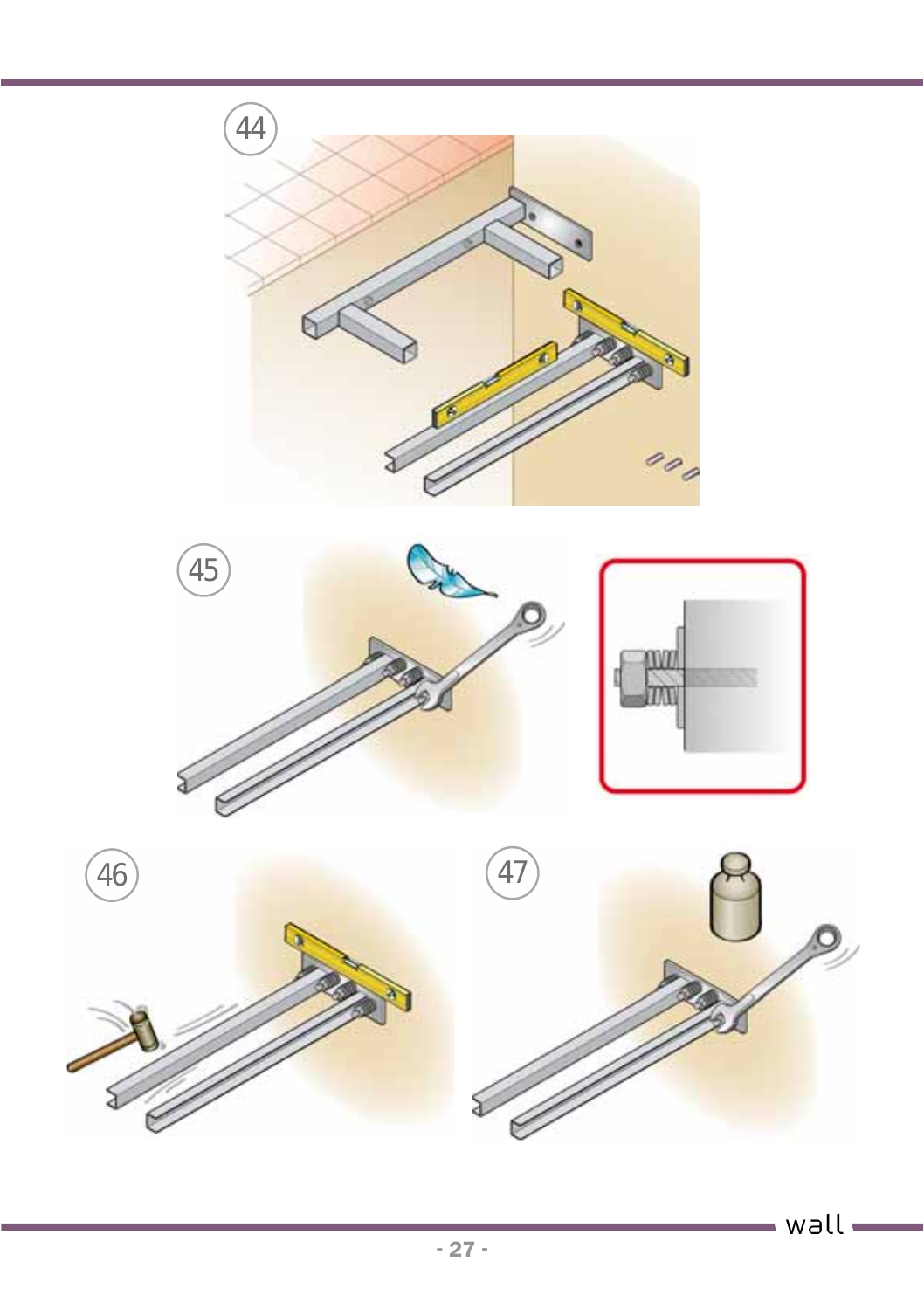44

45

46

47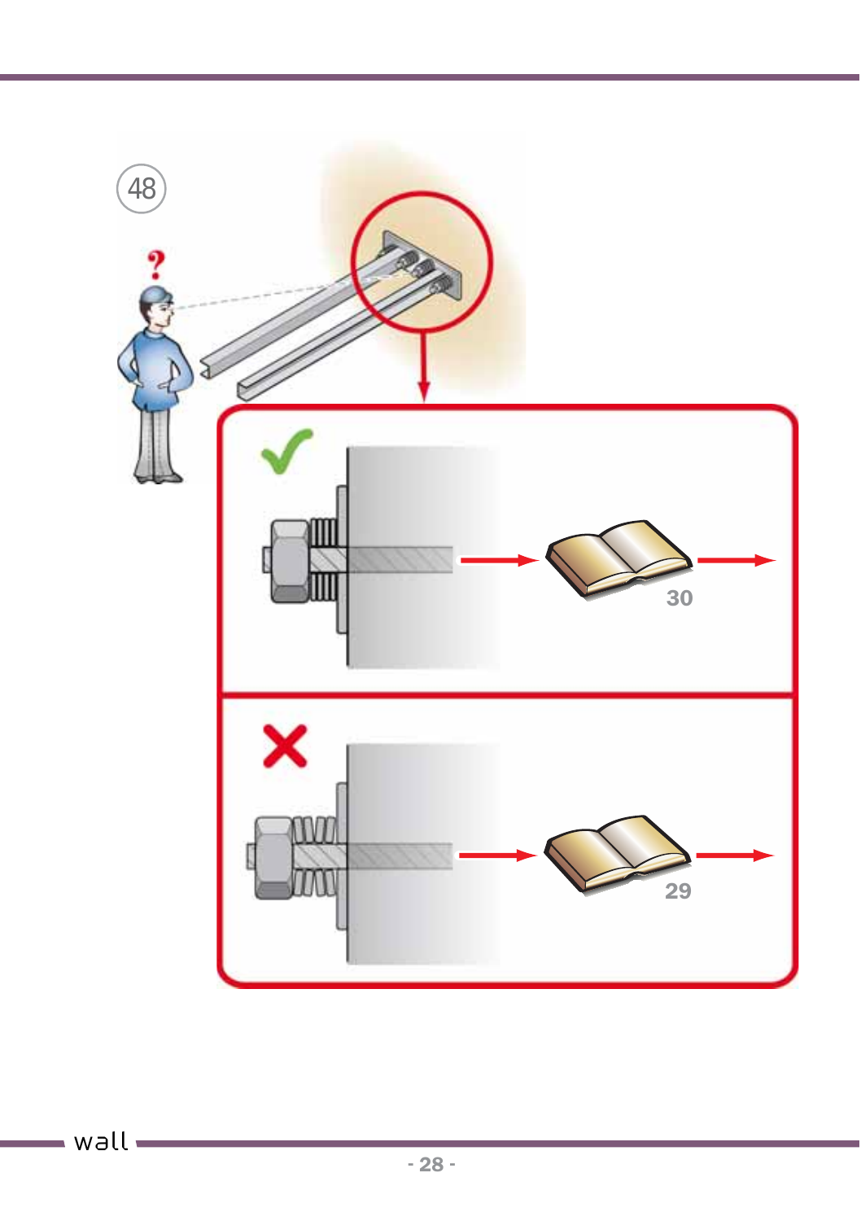48

30

29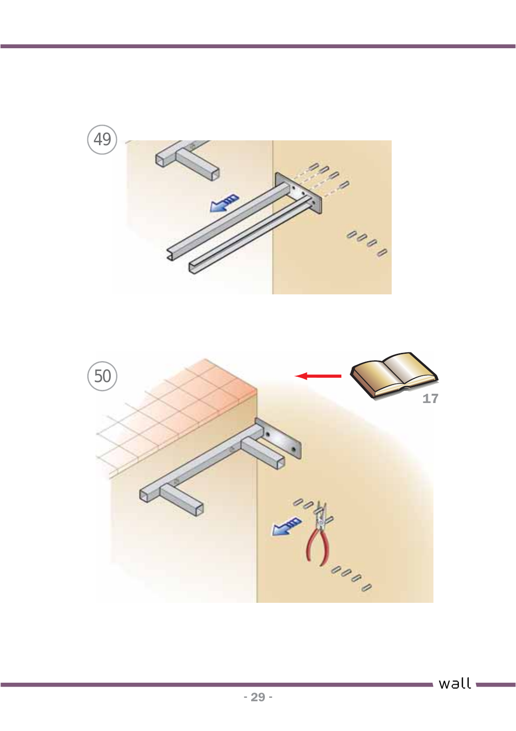49

50

17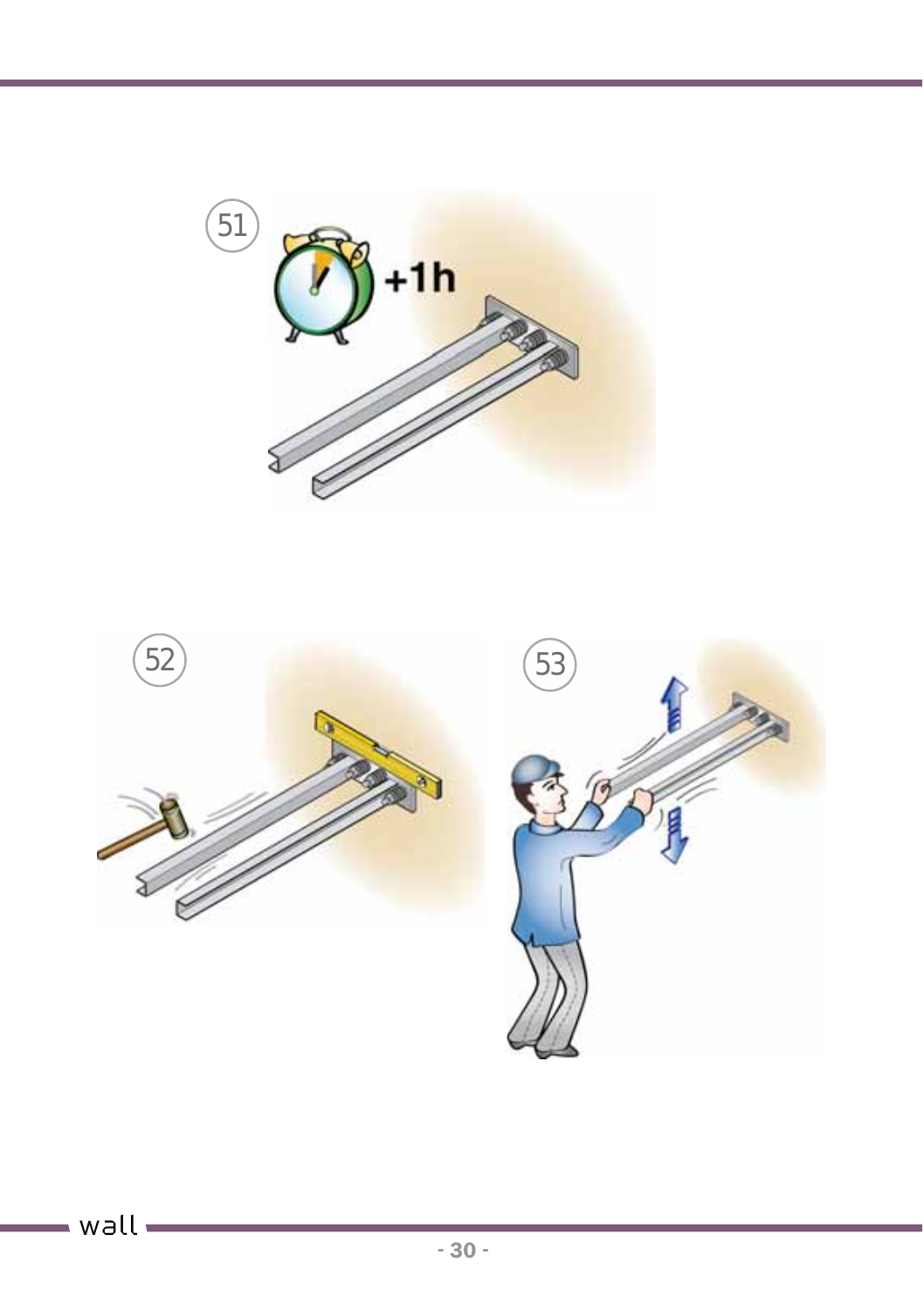51

+1h

52

53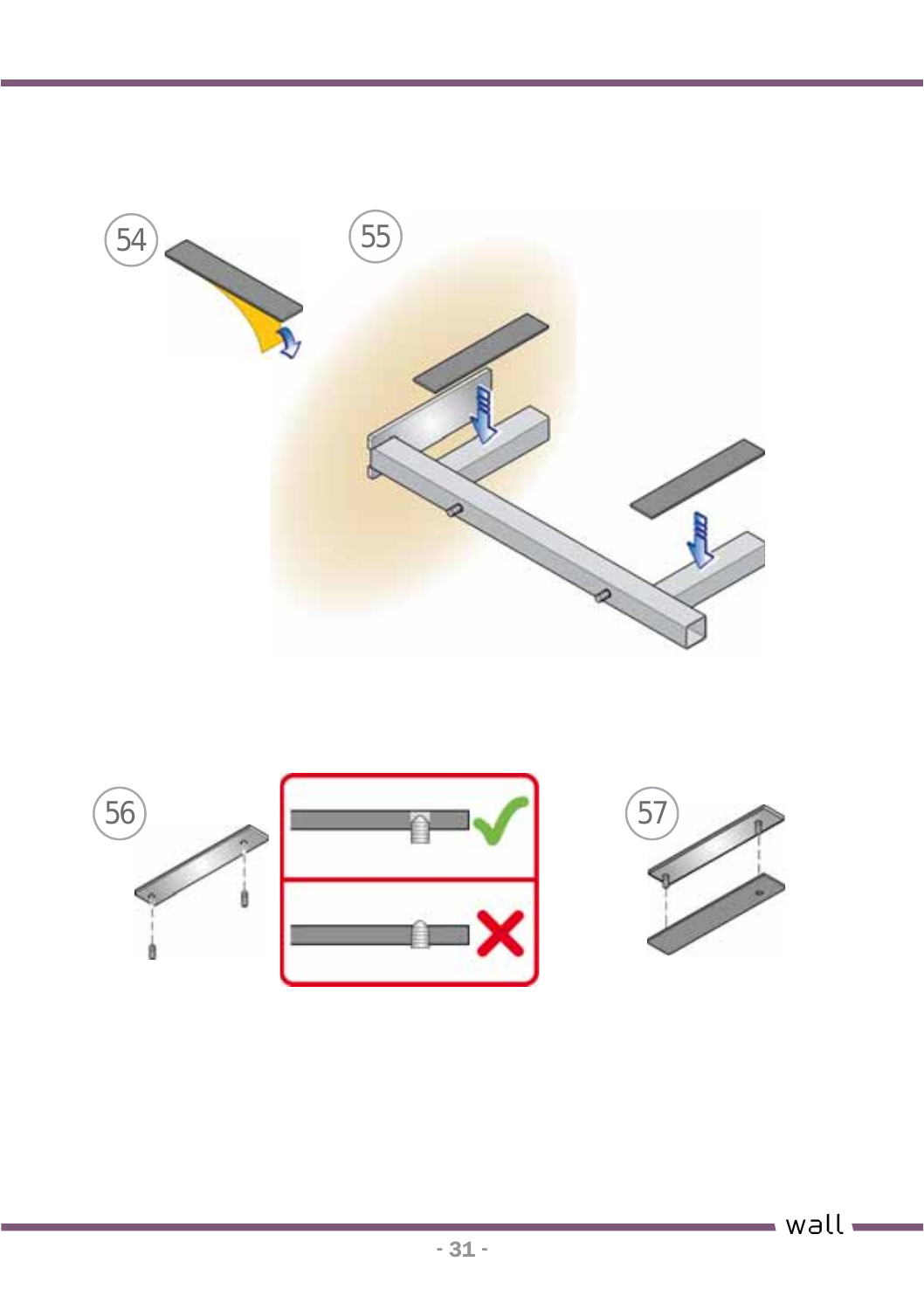54

55

56

57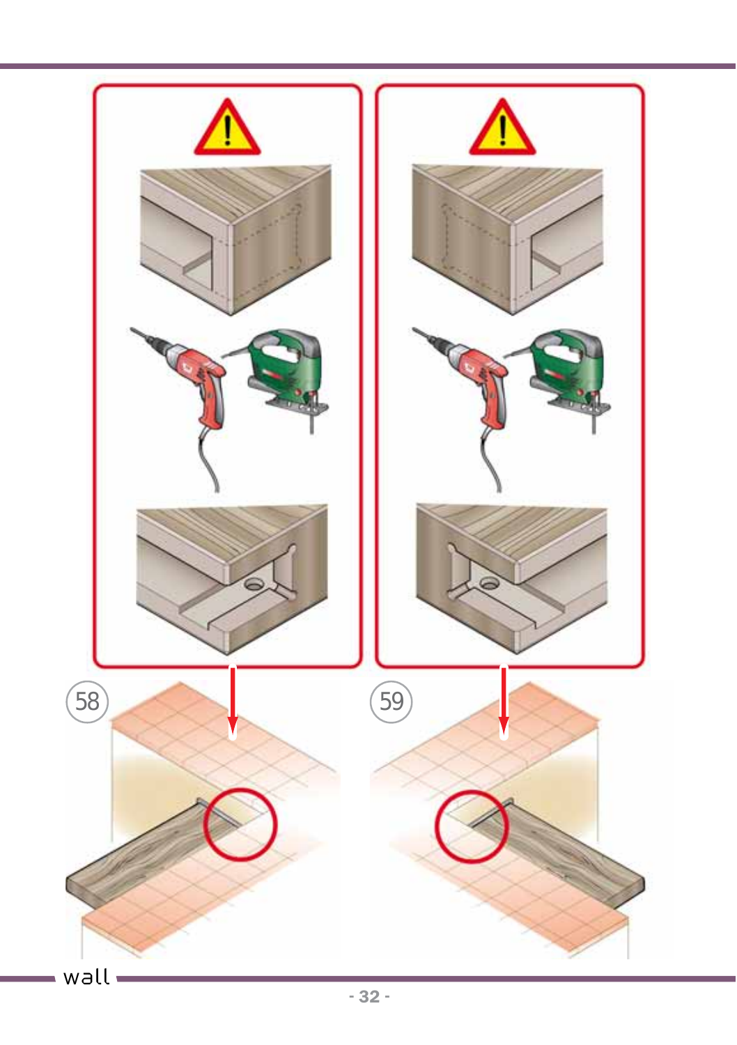58

59

wall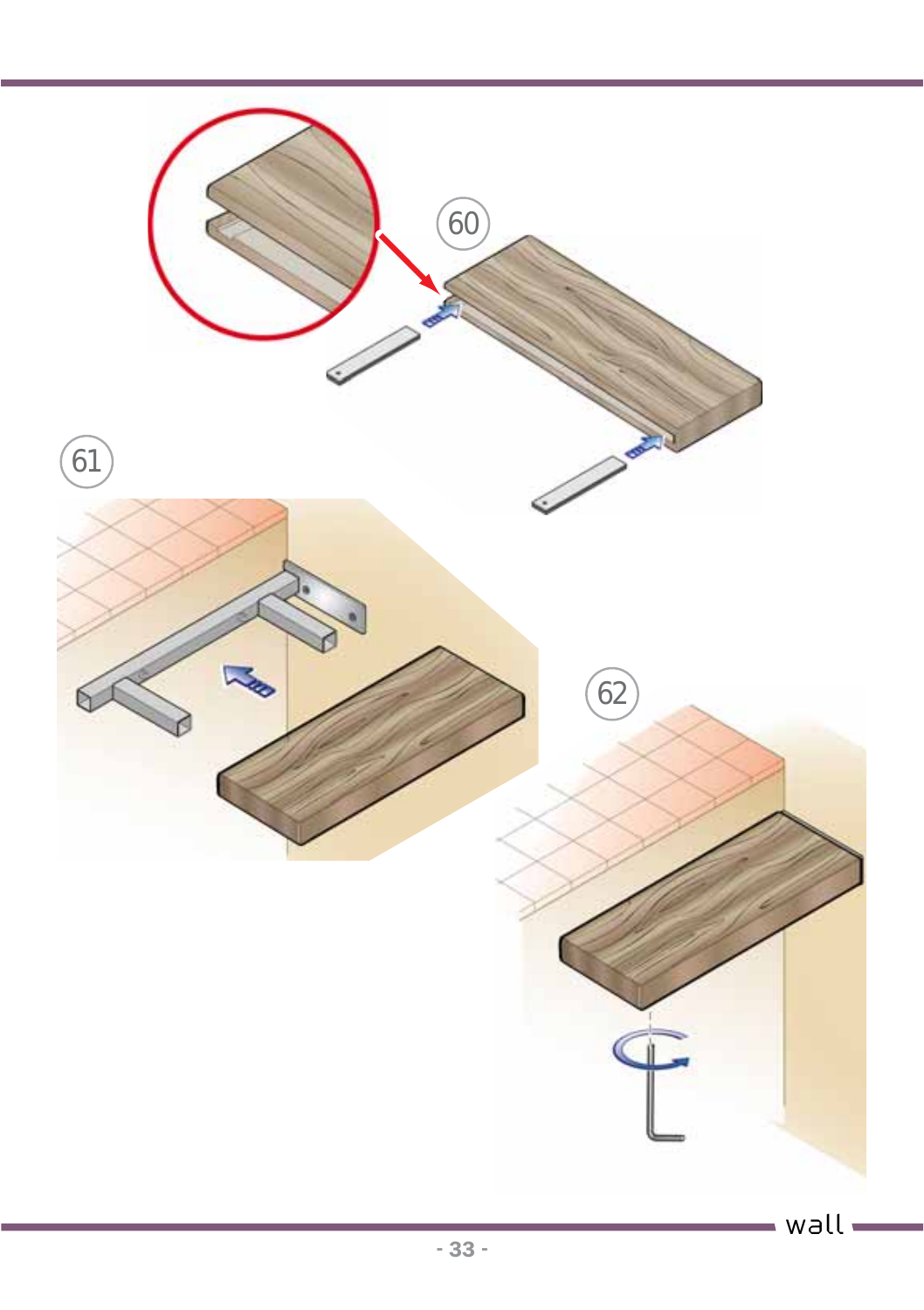60

61

62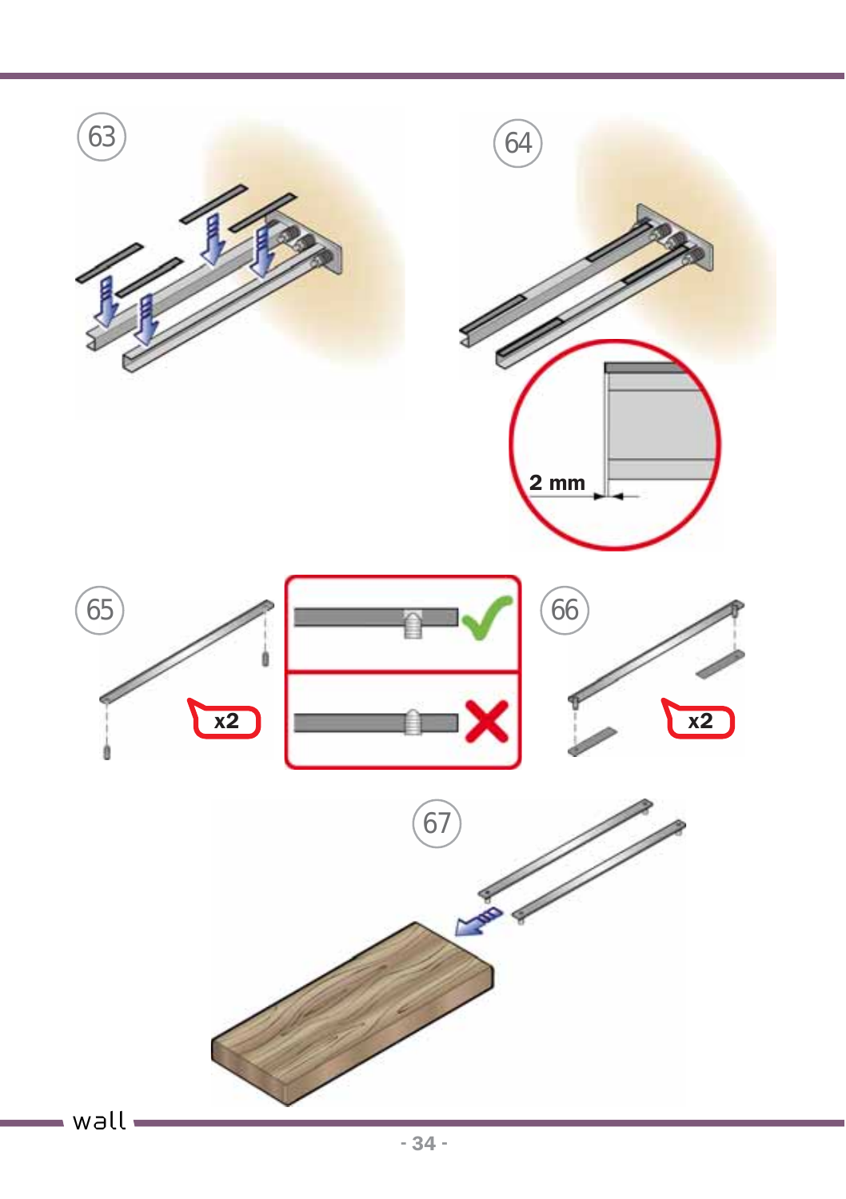63

64

2 mm

65

x2

66

x2

67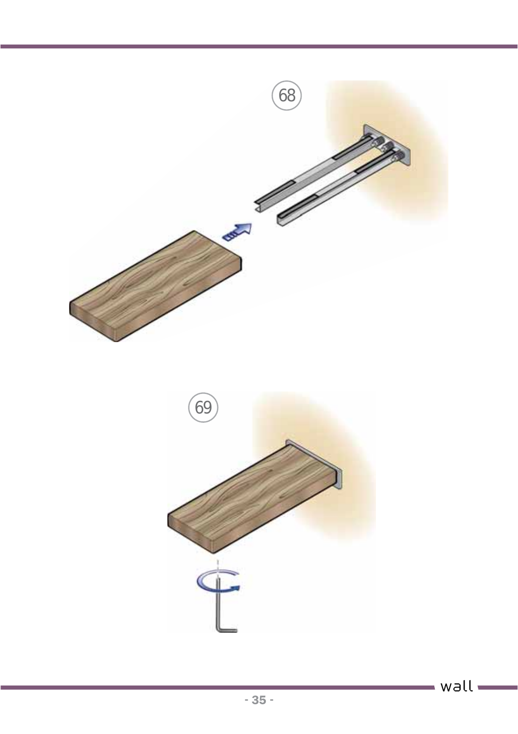68

69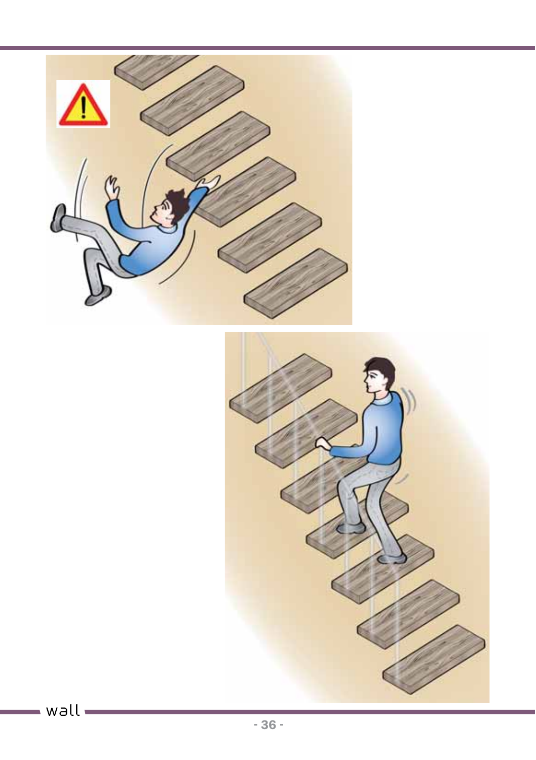wall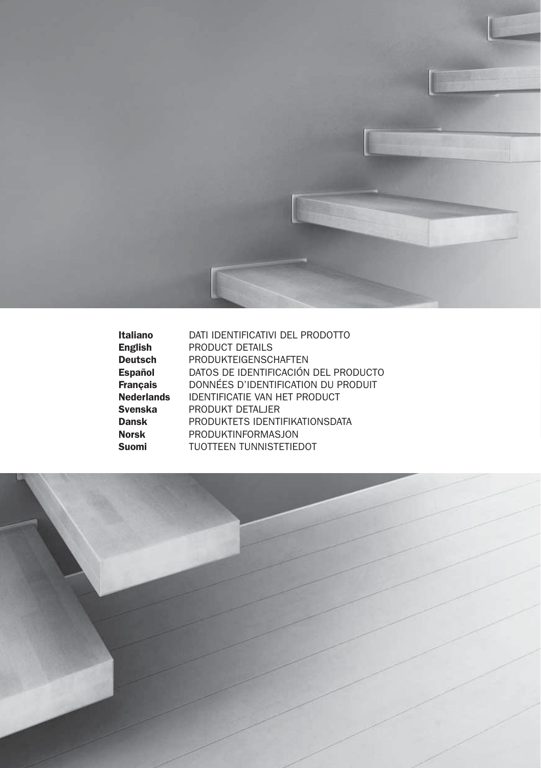| | |
|---|---|
| **Italiano** | DATI IDENTIFICATIVI DEL PRODOTTO |
| **English** | PRODUCT DETAILS |
| **Deutsch** | PRODUKTEIGENSCHAFTEN |
| **Español** | DATOS DE IDENTIFICACIÓN DEL PRODUCTO |
| **Français** | DONNÉES D'IDENTIFICATION DU PRODUIT |
| **Nederlands** | IDENTIFICATIE VAN HET PRODUCT |
| **Svenska** | PRODUKT DETALJER |
| **Dansk** | PRODUKTETS IDENTIFIKATIONSDATA |
| **Norsk** | PRODUKTINFORMASJON |
| **Suomi** | TUOTTEEN TUNNISTETIEDOT |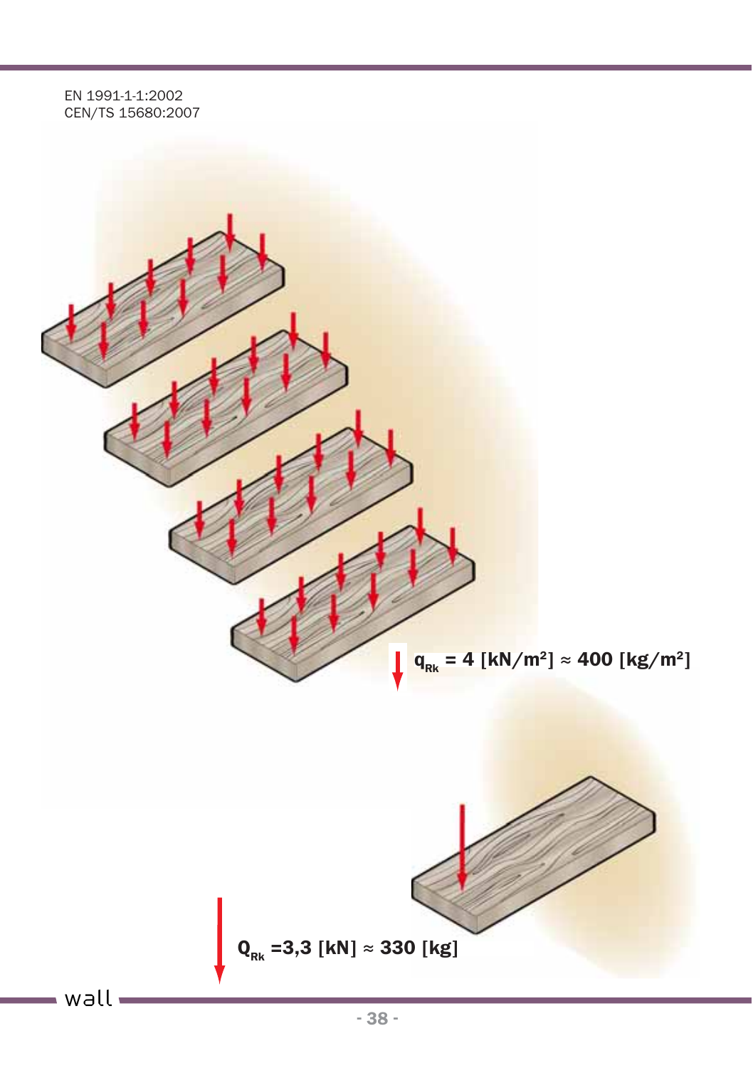EN 1991-1-1:2002
CEN/TS 15680:2007

$q_{Rk}$ = 4 [kN/m²] ≈ 400 [kg/m²]

$Q_{Rk}$ =3,3 [kN] ≈ 330 [kg]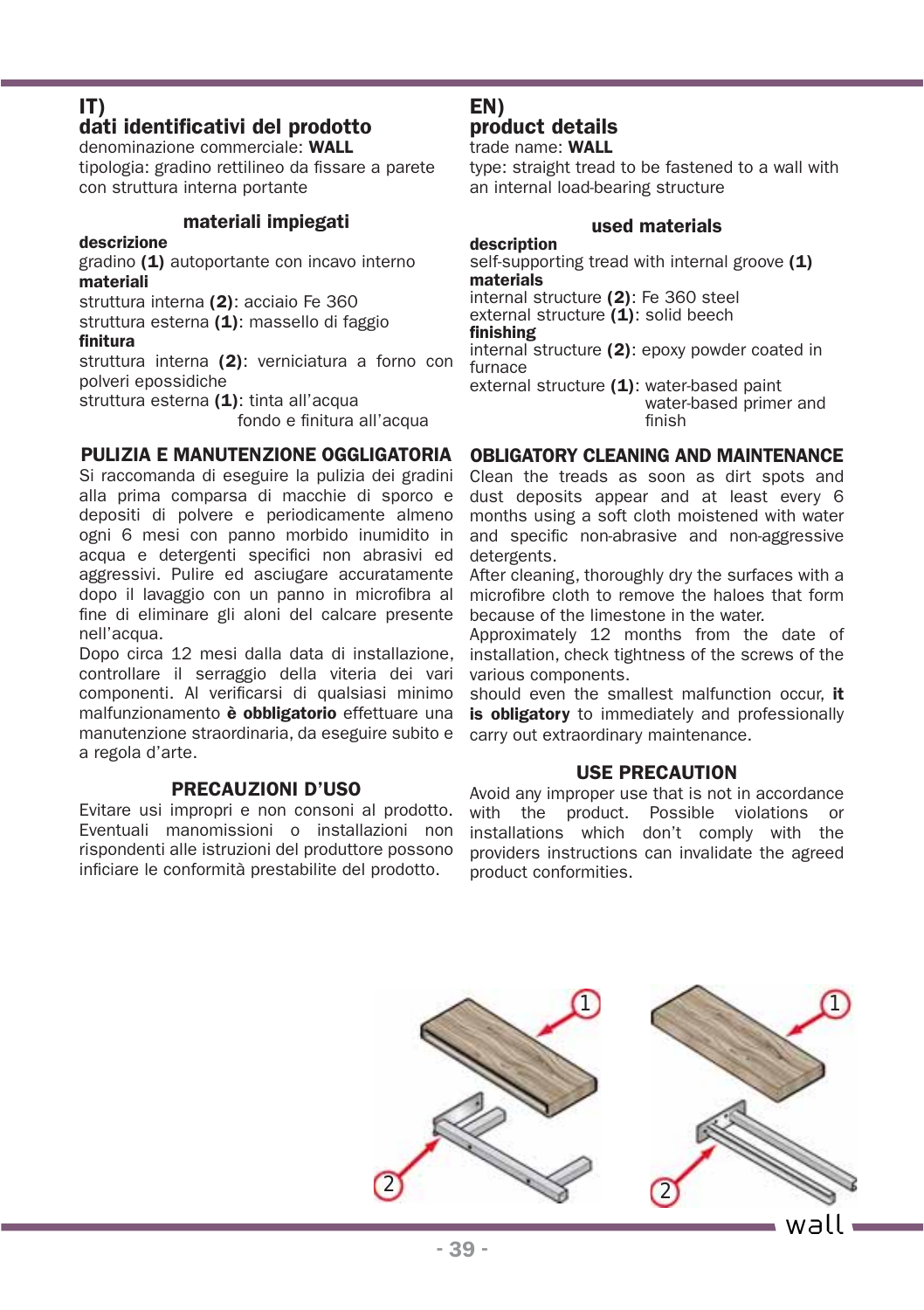## IT)
## dati identificativi del prodotto

denominazione commerciale: **WALL**
tipologia: gradino rettilineo da fissare a parete con struttura interna portante

### materiali impiegati

**descrizione**
gradino **(1)** autoportante con incavo interno
**materiali**
struttura interna **(2)**: acciaio Fe 360
struttura esterna **(1)**: massello di faggio
**finitura**
struttura interna **(2)**: verniciatura a forno con polveri epossidiche
struttura esterna **(1)**: tinta all'acqua
fondo e finitura all'acqua

### PULIZIA E MANUTENZIONE OGGLIGATORIA

Si raccomanda di eseguire la pulizia dei gradini alla prima comparsa di macchie di sporco e depositi di polvere e periodicamente almeno ogni 6 mesi con panno morbido inumidito in acqua e detergenti specifici non abrasivi ed aggressivi. Pulire ed asciugare accuratamente dopo il lavaggio con un panno in microfibra al fine di eliminare gli aloni del calcare presente nell'acqua.
Dopo circa 12 mesi dalla data di installazione, controllare il serraggio della viteria dei vari componenti. Al verificarsi di qualsiasi minimo malfunzionamento **è obbligatorio** effettuare una manutenzione straordinaria, da eseguire subito e a regola d'arte.

### PRECAUZIONI D'USO

Evitare usi impropri e non consoni al prodotto. Eventuali manomissioni o installazioni non rispondenti alle istruzioni del produttore possono inficiare le conformità prestabilite del prodotto.

## EN)
## product details

trade name: **WALL**
type: straight tread to be fastened to a wall with an internal load-bearing structure

### used materials

**description**
self-supporting tread with internal groove **(1)**
**materials**
internal structure **(2)**: Fe 360 steel
external structure **(1)**: solid beech
**finishing**
internal structure **(2)**: epoxy powder coated in furnace
external structure **(1)**: water-based paint
water-based primer and finish

### OBLIGATORY CLEANING AND MAINTENANCE

Clean the treads as soon as dirt spots and dust deposits appear and at least every 6 months using a soft cloth moistened with water and specific non-abrasive and non-aggressive detergents.
After cleaning, thoroughly dry the surfaces with a microfibre cloth to remove the haloes that form because of the limestone in the water.
Approximately 12 months from the date of installation, check tightness of the screws of the various components.
should even the smallest malfunction occur, **it is obligatory** to immediately and professionally carry out extraordinary maintenance.

### USE PRECAUTION

Avoid any improper use that is not in accordance with the product. Possible violations or installations which don't comply with the providers instructions can invalidate the agreed product conformities.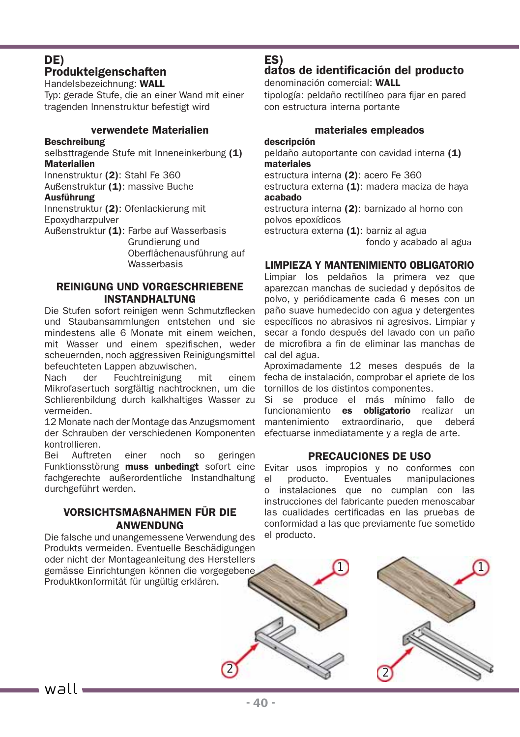# DE)
## Produkteigenschaften

Handelsbezeichnung: **WALL**

Typ: gerade Stufe, die an einer Wand mit einer tragenden Innenstruktur befestigt wird

### verwendete Materialien

**Beschreibung**

selbsttragende Stufe mit Inneneinkerbung **(1)**

**Materialien**

Innenstruktur **(2)**: Stahl Fe 360

Außenstruktur **(1)**: massive Buche

**Ausführung**

Innenstruktur **(2)**: Ofenlackierung mit Epoxydharzpulver

Außenstruktur **(1)**: Farbe auf Wasserbasis Grundierung und Oberflächenausführung auf Wasserbasis

### REINIGUNG UND VORGESCHRIEBENE INSTANDHALTUNG

Die Stufen sofort reinigen wenn Schmutzflecken und Staubansammlungen entstehen und sie mindestens alle 6 Monate mit einem weichen, mit Wasser und einem spezifischen, weder scheuernden, noch aggressiven Reinigungsmittel befeuchteten Lappen abzuwischen.

Nach der Feuchtreinigung mit einem Mikrofasertuch sorgfältig nachtrocknen, um die Schlierenbildung durch kalkhaltiges Wasser zu vermeiden.

12 Monate nach der Montage das Anzugsmoment der Schrauben der verschiedenen Komponenten kontrollieren.

Bei Auftreten einer noch so geringen Funktionsstörung **muss unbedingt** sofort eine fachgerechte außerordentliche Instandhaltung durchgeführt werden.

### VORSICHTSMAßNAHMEN FÜR DIE ANWENDUNG

Die falsche und unangemessene Verwendung des Produkts vermeiden. Eventuelle Beschädigungen oder nicht der Montageanleitung des Herstellers gemässe Einrichtungen können die vorgegebene Produktkonformität für ungültig erklären.

# ES)
## datos de identificación del producto

denominación comercial: **WALL**

tipología: peldaño rectilíneo para fijar en pared con estructura interna portante

### materiales empleados

**descripción**

peldaño autoportante con cavidad interna **(1)**

**materiales**

estructura interna **(2)**: acero Fe 360

estructura externa **(1)**: madera maciza de haya

**acabado**

estructura interna **(2)**: barnizado al horno con polvos epoxídicos

estructura externa **(1)**: barniz al agua fondo y acabado al agua

### LIMPIEZA Y MANTENIMIENTO OBLIGATORIO

Limpiar los peldaños la primera vez que aparezcan manchas de suciedad y depósitos de polvo, y periódicamente cada 6 meses con un paño suave humedecido con agua y detergentes específicos no abrasivos ni agresivos. Limpiar y secar a fondo después del lavado con un paño de microfibra a fin de eliminar las manchas de cal del agua.

Aproximadamente 12 meses después de la fecha de instalación, comprobar el apriete de los tornillos de los distintos componentes.

Si se produce el más mínimo fallo de funcionamiento **es obligatorio** realizar un mantenimiento extraordinario, que deberá efectuarse inmediatamente y a regla de arte.

### PRECAUCIONES DE USO

Evitar usos impropios y no conformes con el producto. Eventuales manipulaciones o instalaciones que no cumplan con las instrucciones del fabricante pueden menoscabar las cualidades certificadas en las pruebas de conformidad a las que previamente fue sometido el producto.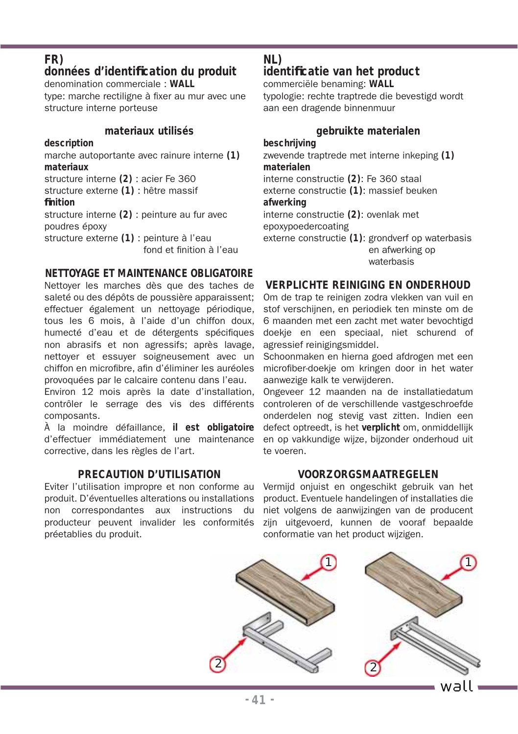## FR)

## données d'identification du produit

denomination commerciale : **WALL**

type: marche rectiligne à fixer au mur avec une structure interne porteuse

### materiaux utilisés

**description**

marche autoportante avec rainure interne **(1)**

**materiaux**

structure interne **(2)** : acier Fe 360

structure externe **(1)** : hêtre massif

**finition**

structure interne **(2)** : peinture au fur avec poudres époxy

structure externe **(1)** : peinture à l'eau fond et finition à l'eau

### NETTOYAGE ET MAINTENANCE OBLIGATOIRE

Nettoyer les marches dès que des taches de saleté ou des dépôts de poussière apparaissent; effectuer également un nettoyage périodique, tous les 6 mois, à l'aide d'un chiffon doux, humecté d'eau et de détergents spécifiques non abrasifs et non agressifs; après lavage, nettoyer et essuyer soigneusement avec un chiffon en microfibre, afin d'éliminer les auréoles provoquées par le calcaire contenu dans l'eau.

Environ 12 mois après la date d'installation, contrôler le serrage des vis des différents composants.

À la moindre défaillance, **il est obligatoire** d'effectuer immédiatement une maintenance corrective, dans les règles de l'art.

### PRECAUTION D'UTILISATION

Eviter l'utilisation impropre et non conforme au produit. D'éventuelles alterations ou installations non correspondantes aux instructions du producteur peuvent invalider les conformités préétablies du produit.

## NL)

## identificatie van het product

commerciële benaming: **WALL**

typologie: rechte traptrede die bevestigd wordt aan een dragende binnenmuur

### gebruikte materialen

**beschrijving**

zwevende traptrede met interne inkeping **(1)**

**materialen**

interne constructie **(2)**: Fe 360 staal

externe constructie **(1)**: massief beuken

**afwerking**

interne constructie **(2)**: ovenlak met epoxypoedercoating

externe constructie **(1)**: grondverf op waterbasis en afwerking op waterbasis

### VERPLICHTE REINIGING EN ONDERHOUD

Om de trap te reinigen zodra vlekken van vuil en stof verschijnen, en periodiek ten minste om de 6 maanden met een zacht met water bevochtigd doekje en een speciaal, niet schurend of agressief reinigingsmiddel.

Schoonmaken en hierna goed afdrogen met een microfiber-doekje om kringen door in het water aanwezige kalk te verwijderen.

Ongeveer 12 maanden na de installatiedatum controleren of de verschillende vastgeschroefde onderdelen nog stevig vast zitten. Indien een defect optreedt, is het **verplicht** om, onmiddellijk en op vakkundige wijze, bijzonder onderhoud uit te voeren.

### VOORZORGSMAATREGELEN

Vermijd onjuist en ongeschikt gebruik van het product. Eventuele handelingen of installaties die niet volgens de aanwijzingen van de producent zijn uitgevoerd, kunnen de vooraf bepaalde conformatie van het product wijzigen.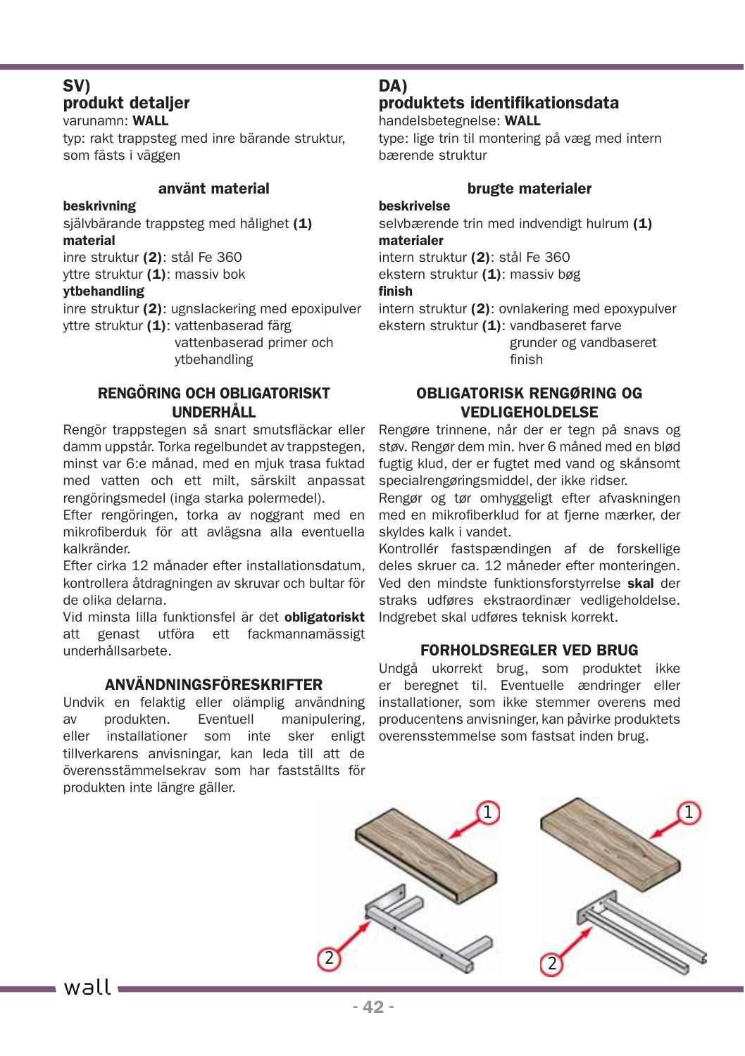## SV)

## produkt detaljer

varunamn: **WALL**

typ: rakt trappsteg med inre bärande struktur, som fästs i väggen

### använt material

**beskrivning**

självbärande trappsteg med hålighet **(1)**

**material**

inre struktur **(2)**: stål Fe 360

yttre struktur **(1)**: massiv bok

**ytbehandling**

inre struktur **(2)**: ugnslackering med epoxipulver

yttre struktur **(1)**: vattenbaserad färg vattenbaserad primer och ytbehandling

### RENGÖRING OCH OBLIGATORISKT UNDERHÅLL

Rengör trappstegen så snart smutsfläckar eller damm uppstår. Torka regelbundet av trappstegen, minst var 6:e månad, med en mjuk trasa fuktad med vatten och ett milt, särskilt anpassat rengöringsmedel (inga starka polermedel).

Efter rengöringen, torka av noggrant med en mikrofiberduk för att avlägsna alla eventuella kalkränder.

Efter cirka 12 månader efter installationsdatum, kontrollera åtdragningen av skruvar och bultar för de olika delarna.

Vid minsta lilla funktionsfel är det **obligatoriskt** att genast utföra ett fackmannamässigt underhållsarbete.

### ANVÄNDNINGSFÖRESKRIFTER

Undvik en felaktig eller olämplig användning av produkten. Eventuell manipulering, eller installationer som inte sker enligt tillverkarens anvisningar, kan leda till att de överensstämmelsekrav som har fastställts för produkten inte längre gäller.

## DA)

## produktets identifikationsdata

handelsbetegnelse: **WALL**

type: lige trin til montering på væg med intern bærende struktur

### brugte materialer

**beskrivelse**

selvbærende trin med indvendigt hulrum **(1)**

**materialer**

intern struktur **(2)**: stål Fe 360

ekstern struktur **(1)**: massiv bøg

**finish**

intern struktur **(2)**: ovnlakering med epoxypulver

ekstern struktur **(1)**: vandbaseret farve grunder og vandbaseret finish

### OBLIGATORISK RENGØRING OG VEDLIGEHOLDELSE

Rengøre trinnene, når der er tegn på snavs og støv. Rengør dem min. hver 6 måned med en blød fugtig klud, der er fugtet med vand og skånsomt specialrengøringsmiddel, der ikke ridser.

Rengør og tør omhyggeligt efter afvaskningen med en mikrofiberklud for at fjerne mærker, der skyldes kalk i vandet.

Kontrollér fastspændingen af de forskellige deles skruer ca. 12 måneder efter monteringen.

Ved den mindste funktionsforstyrrelse **skal** der straks udføres ekstraordinær vedligeholdelse. Indgrebet skal udføres teknisk korrekt.

### FORHOLDSREGLER VED BRUG

Undgå ukorrekt brug, som produktet ikke er beregnet til. Eventuelle ændringer eller installationer, som ikke stemmer overens med producentens anvisninger, kan påvirke produktets overensstemmelse som fastsat inden brug.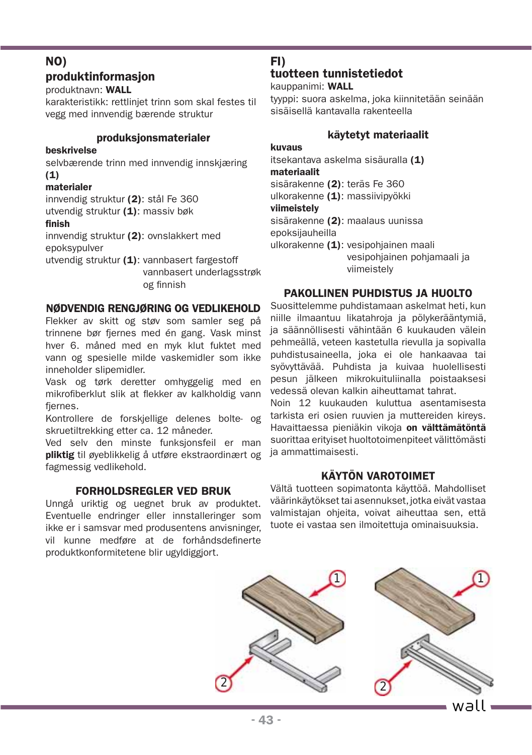## NO)
## produktinformasjon

produktnavn: **WALL**
karakteristikk: rettlinjet trinn som skal festes til vegg med innvendig bærende struktur

### produksjonsmaterialer

**beskrivelse**
selvbærende trinn med innvendig innskjæring **(1)**

**materialer**
innvendig struktur **(2)**: stål Fe 360
utvendig struktur **(1)**: massiv bøk

**finish**
innvendig struktur **(2)**: ovnslakkert med epoksypulver
utvendig struktur **(1)**: vannbasert fargestoff vannbasert underlagsstrøk og finnish

### NØDVENDIG RENGJØRING OG VEDLIKEHOLD

Flekker av skitt og støv som samler seg på trinnene bør fjernes med én gang. Vask minst hver 6. måned med en myk klut fuktet med vann og spesielle milde vaskemidler som ikke inneholder slipemidler.
Vask og tørk deretter omhyggelig med en mikrofiberklut slik at flekker av kalkholdig vann fjernes.
Kontrollere de forskjellige delenes bolte- og skruetiltrekking etter ca. 12 måneder.
Ved selv den minste funksjonsfeil er man **pliktig** til øyeblikkelig å utføre ekstraordinært og fagmessig vedlikehold.

### FORHOLDSREGLER VED BRUK

Unngå uriktig og uegnet bruk av produktet. Eventuelle endringer eller installeringer som ikke er i samsvar med produsentens anvisninger, vil kunne medføre at de forhåndsdefinerte produktkonformitetene blir ugyldiggjort.

## FI)
## tuotteen tunnistetiedot

kauppanimi: **WALL**
tyyppi: suora askelma, joka kiinnitetään seinään sisäisellä kantavalla rakenteella

### käytetyt materiaalit

**kuvaus**
itsekantava askelma sisäuralla **(1)**

**materiaalit**
sisärakenne **(2)**: teräs Fe 360
ulkorakenne **(1)**: massiivipyökki

**viimeistely**
sisärakenne **(2)**: maalaus uunissa epoksijauheilla
ulkorakenne **(1)**: vesipohjainen maali vesipohjainen pohjamaali ja viimeistely

### PAKOLLINEN PUHDISTUS JA HUOLTO

Suosittelemme puhdistamaan askelmat heti, kun niille ilmaantuu likatahroja ja pölykerääntymiä, ja säännöllisesti vähintään 6 kuukauden välein pehmeällä, veteen kastetulla rievulla ja sopivalla puhdistusaineella, joka ei ole hankaavaa tai syövyttävää. Puhdista ja kuivaa huolellisesti pesun jälkeen mikrokuituliinalla poistaaksesi vedessä olevan kalkin aiheuttamat tahrat.
Noin 12 kuukauden kuluttua asentamisesta tarkista eri osien ruuvien ja muttereiden kireys.
Havaittaessa pieniäkin vikoja **on välttämätöntä** suorittaa erityiset huoltotoimenpiteet välittömästi ja ammattimaisesti.

### KÄYTÖN VAROTOIMET

Vältä tuotteen sopimatonta käyttöä. Mahdolliset väärinkäytökset tai asennukset, jotka eivät vastaa valmistajan ohjeita, voivat aiheuttaa sen, että tuote ei vastaa sen ilmoitettuja ominaisuuksia.

1 2 1 2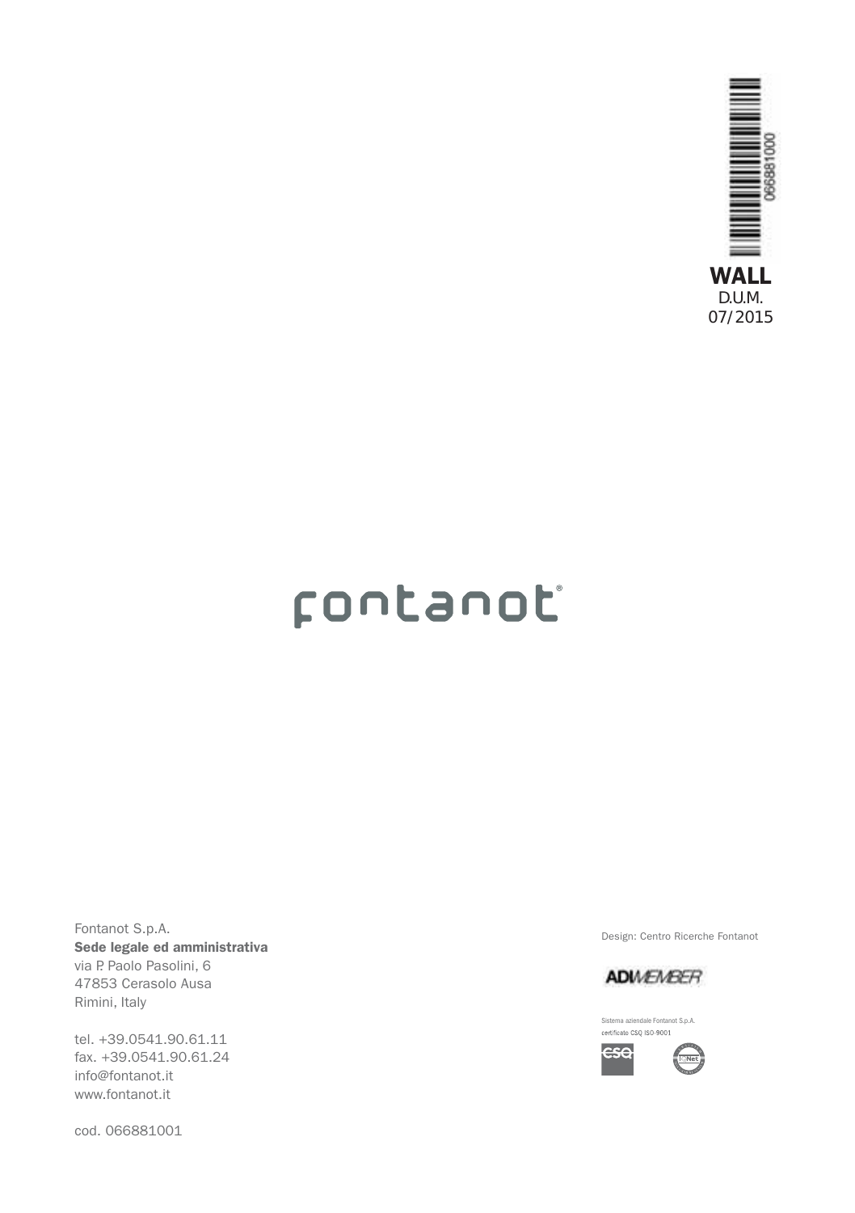066881000

**WALL**
D.U.M.
07/2015

fontanot®

Fontanot S.p.A.
**Sede legale ed amministrativa**
via P. Paolo Pasolini, 6
47853 Cerasolo Ausa
Rimini, Italy

tel. +39.0541.90.61.11
fax. +39.0541.90.61.24
info@fontanot.it
www.fontanot.it

cod. 066881001

Design: Centro Ricerche Fontanot

ADIMEMBER

Sistema aziendale Fontanot S.p.A.
certificato CSQ ISO-9001